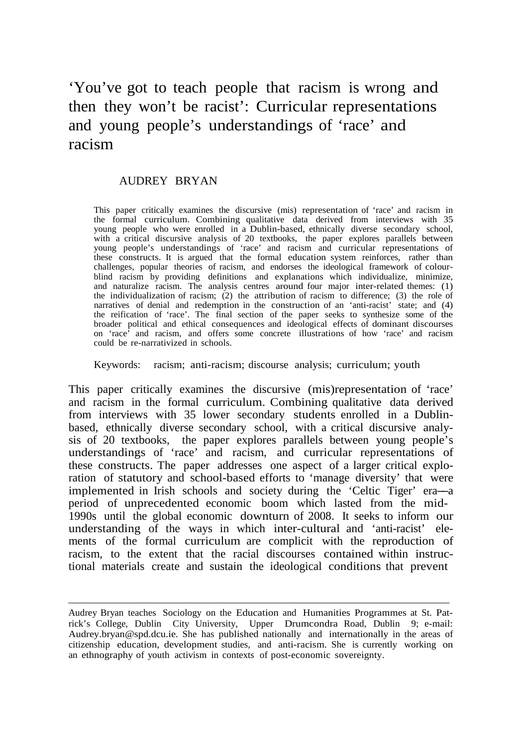# 'You've got to teach people that racism is wrong and then they won't be racist': Curricular representations and young people's understandings of 'race' and racism

AUDREY BRYAN

This paper critically examines the discursive (mis) representation of 'race' and racism in the formal curriculum. Combining qualitative data derived from interviews with 35 young people who were enrolled in a Dublin-based, ethnically diverse secondary school, with a critical discursive analysis of 20 textbooks, the paper explores parallels between young people's understandings of 'race' and racism and curricular representations of these constructs. It is argued that the formal education system reinforces, rather than challenges, popular theories of racism, and endorses the ideological framework of colour-blind racism by providing definitions and explanations which individualize, minimize, and naturalize racism. The analysis centres around four major inter-related themes: (1) the individualization of racism; (2) the attribution of racism to difference; (3) the role of narratives of denial and redemption in the construction of an 'anti-racist' state; and (4) the reification of 'race'. The final section of the paper seeks to synthesize some of the broader political and ethical consequences and ideological effects of dominant discourses on 'race' and racism, and offers some concrete illustrations of how 'race' and racism could be re-narrativized in schools.

Keywords: racism; anti-racism; discourse analysis; curriculum; youth

This paper critically examines the discursive (mis)representation of 'race' and racism in the formal curriculum. Combining qualitative data derived from interviews with 35 lower secondary students enrolled in a Dublin-based, ethnically diverse secondary school, with a critical discursive analysis of 20 textbooks, the paper explores parallels between young people's understandings of 'race' and racism, and curricular representations of these constructs. The paper addresses one aspect of a larger critical exploration of statutory and school-based efforts to 'manage diversity' that were implemented in Irish schools and society during the 'Celtic Tiger' era—a period of unprecedented economic boom which lasted from the mid-1990s until the global economic downturn of 2008. It seeks to inform our understanding of the ways in which inter-cultural and 'anti-racist' elements of the formal curriculum are complicit with the reproduction of racism, to the extent that the racial discourses contained within instructional materials create and sustain the ideological conditions that prevent

---

Audrey Bryan teaches Sociology on the Education and Humanities Programmes at St. Patrick's College, Dublin City University, Upper Drumcondra Road, Dublin 9; e-mail: Audrey.bryan@spd.dcu.ie. She has published nationally and internationally in the areas of citizenship education, development studies, and anti-racism. She is currently working on an ethnography of youth activism in contexts of post-economic sovereignty.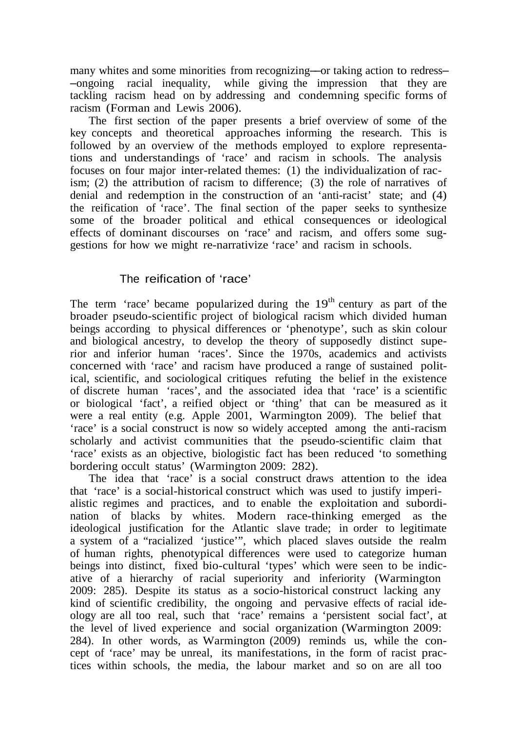many whites and some minorities from recognizing—or taking action to redress—ongoing racial inequality, while giving the impression that they are tackling racism head on by addressing and condemning specific forms of racism (Forman and Lewis 2006).

The first section of the paper presents a brief overview of some of the key concepts and theoretical approaches informing the research. This is followed by an overview of the methods employed to explore representations and understandings of 'race' and racism in schools. The analysis focuses on four major inter-related themes: (1) the individualization of racism; (2) the attribution of racism to difference; (3) the role of narratives of denial and redemption in the construction of an 'anti-racist' state; and (4) the reification of 'race'. The final section of the paper seeks to synthesize some of the broader political and ethical consequences or ideological effects of dominant discourses on 'race' and racism, and offers some suggestions for how we might re-narrativize 'race' and racism in schools.

## The reification of 'race'

The term 'race' became popularized during the 19th century as part of the broader pseudo-scientific project of biological racism which divided human beings according to physical differences or 'phenotype', such as skin colour and biological ancestry, to develop the theory of supposedly distinct superior and inferior human 'races'. Since the 1970s, academics and activists concerned with 'race' and racism have produced a range of sustained political, scientific, and sociological critiques refuting the belief in the existence of discrete human 'races', and the associated idea that 'race' is a scientific or biological 'fact', a reified object or 'thing' that can be measured as it were a real entity (e.g. Apple 2001, Warmington 2009). The belief that 'race' is a social construct is now so widely accepted among the anti-racism scholarly and activist communities that the pseudo-scientific claim that 'race' exists as an objective, biologistic fact has been reduced 'to something bordering occult status' (Warmington 2009: 282).

The idea that 'race' is a social construct draws attention to the idea that 'race' is a social-historical construct which was used to justify imperialistic regimes and practices, and to enable the exploitation and subordination of blacks by whites. Modern race-thinking emerged as the ideological justification for the Atlantic slave trade; in order to legitimate a system of a "racialized 'justice'", which placed slaves outside the realm of human rights, phenotypical differences were used to categorize human beings into distinct, fixed bio-cultural 'types' which were seen to be indicative of a hierarchy of racial superiority and inferiority (Warmington 2009: 285). Despite its status as a socio-historical construct lacking any kind of scientific credibility, the ongoing and pervasive effects of racial ideology are all too real, such that 'race' remains a 'persistent social fact', at the level of lived experience and social organization (Warmington 2009: 284). In other words, as Warmington (2009) reminds us, while the concept of 'race' may be unreal, its manifestations, in the form of racist practices within schools, the media, the labour market and so on are all too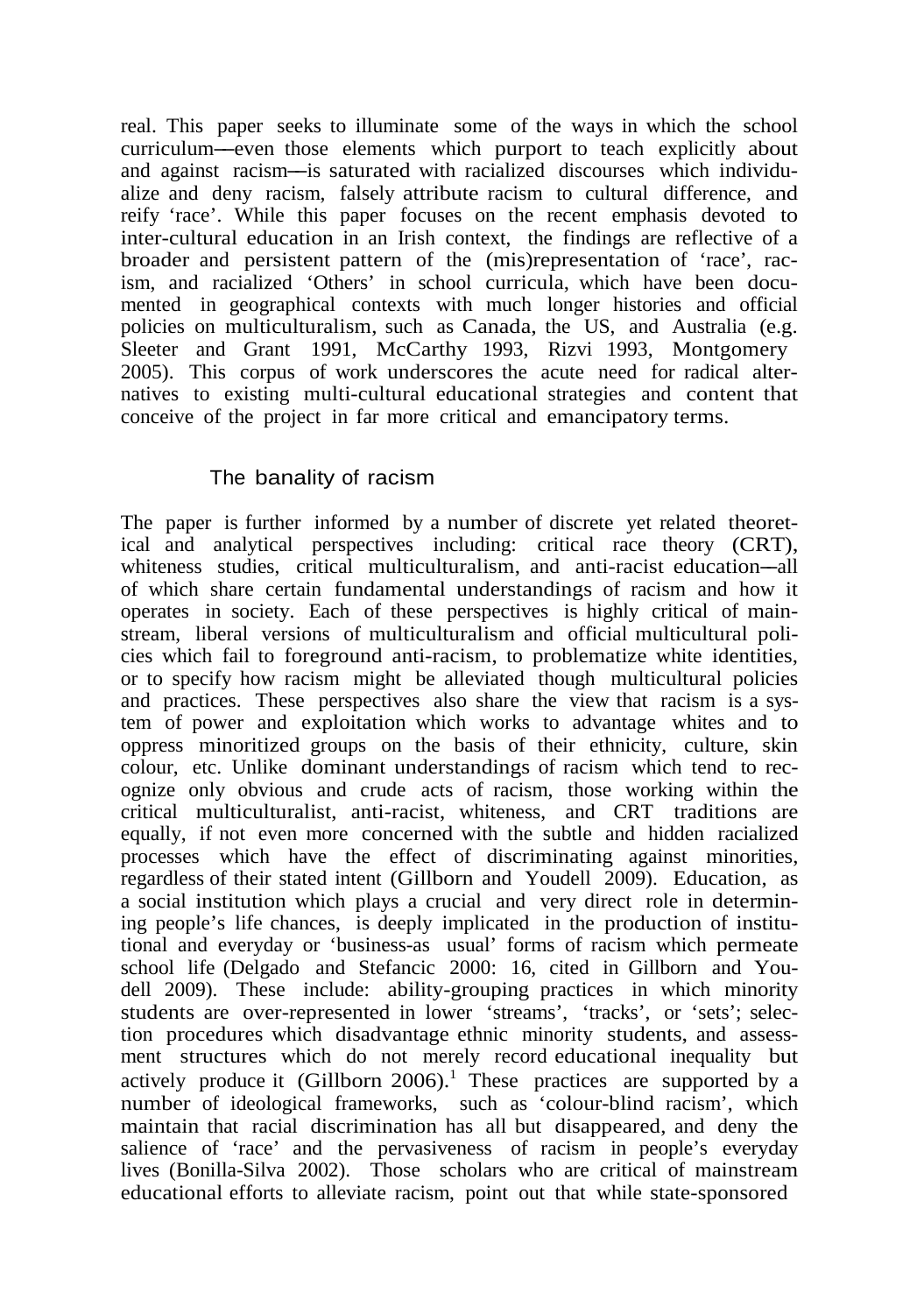real. This paper seeks to illuminate some of the ways in which the school curriculum—even those elements which purport to teach explicitly about and against racism—is saturated with racialized discourses which individualize and deny racism, falsely attribute racism to cultural difference, and reify 'race'. While this paper focuses on the recent emphasis devoted to inter-cultural education in an Irish context, the findings are reflective of a broader and persistent pattern of the (mis)representation of 'race', racism, and racialized 'Others' in school curricula, which have been documented in geographical contexts with much longer histories and official policies on multiculturalism, such as Canada, the US, and Australia (e.g. Sleeter and Grant 1991, McCarthy 1993, Rizvi 1993, Montgomery 2005). This corpus of work underscores the acute need for radical alternatives to existing multi-cultural educational strategies and content that conceive of the project in far more critical and emancipatory terms.

## The banality of racism

The paper is further informed by a number of discrete yet related theoretical and analytical perspectives including: critical race theory (CRT), whiteness studies, critical multiculturalism, and anti-racist education—all of which share certain fundamental understandings of racism and how it operates in society. Each of these perspectives is highly critical of mainstream, liberal versions of multiculturalism and official multicultural policies which fail to foreground anti-racism, to problematize white identities, or to specify how racism might be alleviated though multicultural policies and practices. These perspectives also share the view that racism is a system of power and exploitation which works to advantage whites and to oppress minoritized groups on the basis of their ethnicity, culture, skin colour, etc. Unlike dominant understandings of racism which tend to recognize only obvious and crude acts of racism, those working within the critical multiculturalist, anti-racist, whiteness, and CRT traditions are equally, if not even more concerned with the subtle and hidden racialized processes which have the effect of discriminating against minorities, regardless of their stated intent (Gillborn and Youdell 2009). Education, as a social institution which plays a crucial and very direct role in determining people's life chances, is deeply implicated in the production of institutional and everyday or 'business-as usual' forms of racism which permeate school life (Delgado and Stefancic 2000: 16, cited in Gillborn and Youdell 2009). These include: ability-grouping practices in which minority students are over-represented in lower 'streams', 'tracks', or 'sets'; selection procedures which disadvantage ethnic minority students, and assessment structures which do not merely record educational inequality but actively produce it (Gillborn 2006).[1] These practices are supported by a number of ideological frameworks, such as 'colour-blind racism', which maintain that racial discrimination has all but disappeared, and deny the salience of 'race' and the pervasiveness of racism in people's everyday lives (Bonilla-Silva 2002). Those scholars who are critical of mainstream educational efforts to alleviate racism, point out that while state-sponsored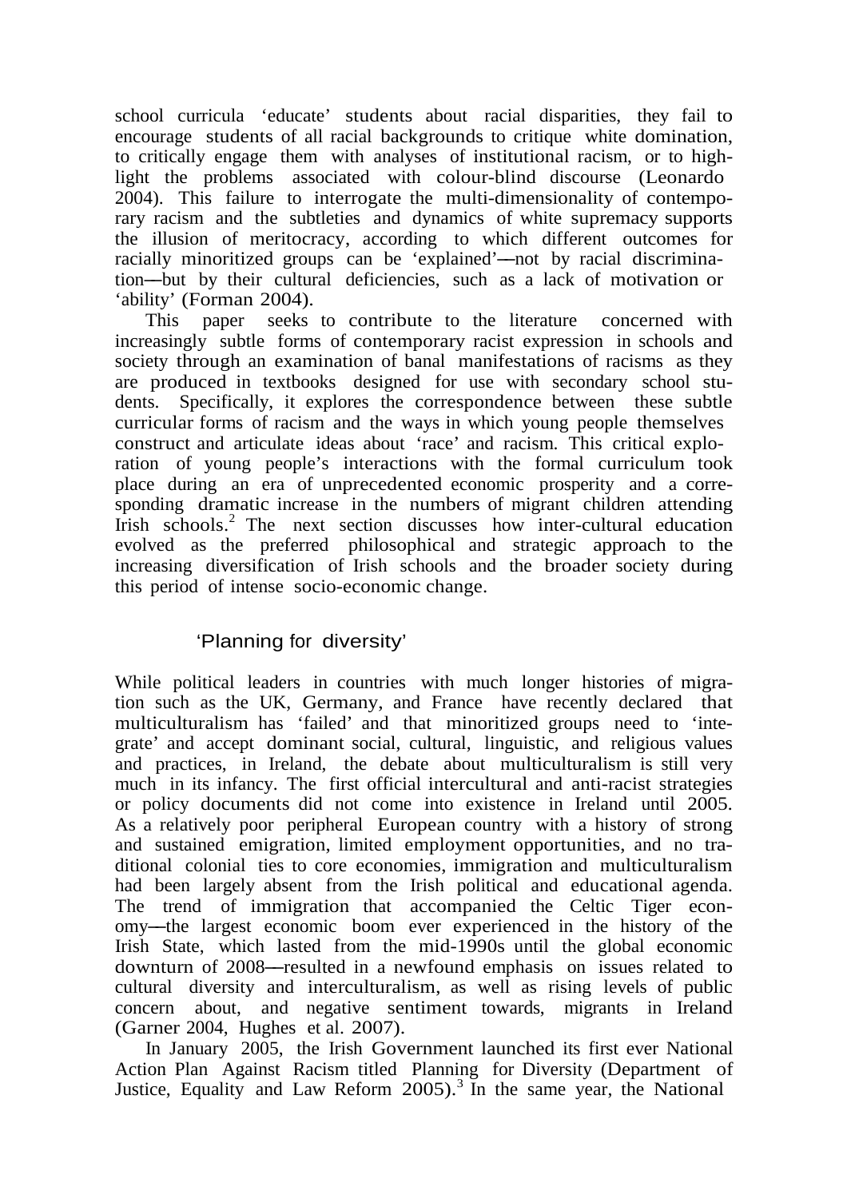school curricula 'educate' students about racial disparities, they fail to encourage students of all racial backgrounds to critique white domination, to critically engage them with analyses of institutional racism, or to highlight the problems associated with colour-blind discourse (Leonardo 2004). This failure to interrogate the multi-dimensionality of contemporary racism and the subtleties and dynamics of white supremacy supports the illusion of meritocracy, according to which different outcomes for racially minoritized groups can be 'explained'—not by racial discrimination—but by their cultural deficiencies, such as a lack of motivation or 'ability' (Forman 2004).

This paper seeks to contribute to the literature concerned with increasingly subtle forms of contemporary racist expression in schools and society through an examination of banal manifestations of racisms as they are produced in textbooks designed for use with secondary school students. Specifically, it explores the correspondence between these subtle curricular forms of racism and the ways in which young people themselves construct and articulate ideas about 'race' and racism. This critical exploration of young people's interactions with the formal curriculum took place during an era of unprecedented economic prosperity and a corresponding dramatic increase in the numbers of migrant children attending Irish schools.[2] The next section discusses how inter-cultural education evolved as the preferred philosophical and strategic approach to the increasing diversification of Irish schools and the broader society during this period of intense socio-economic change.

## 'Planning for diversity'

While political leaders in countries with much longer histories of migration such as the UK, Germany, and France have recently declared that multiculturalism has 'failed' and that minoritized groups need to 'integrate' and accept dominant social, cultural, linguistic, and religious values and practices, in Ireland, the debate about multiculturalism is still very much in its infancy. The first official intercultural and anti-racist strategies or policy documents did not come into existence in Ireland until 2005. As a relatively poor peripheral European country with a history of strong and sustained emigration, limited employment opportunities, and no traditional colonial ties to core economies, immigration and multiculturalism had been largely absent from the Irish political and educational agenda. The trend of immigration that accompanied the Celtic Tiger economy—the largest economic boom ever experienced in the history of the Irish State, which lasted from the mid-1990s until the global economic downturn of 2008—resulted in a newfound emphasis on issues related to cultural diversity and interculturalism, as well as rising levels of public concern about, and negative sentiment towards, migrants in Ireland (Garner 2004, Hughes et al. 2007).

In January 2005, the Irish Government launched its first ever National Action Plan Against Racism titled Planning for Diversity (Department of Justice, Equality and Law Reform 2005).[3] In the same year, the National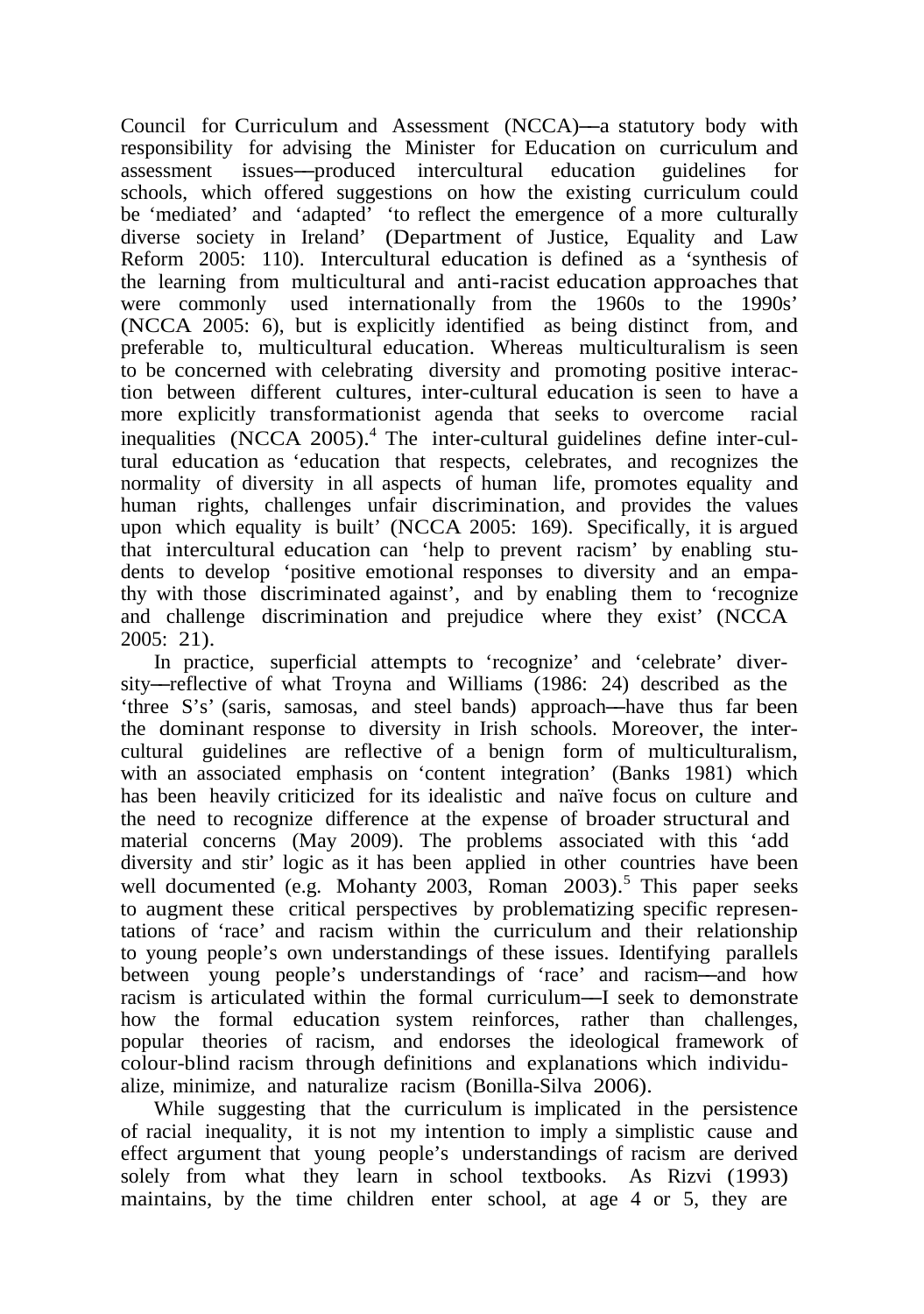Council for Curriculum and Assessment (NCCA)—a statutory body with responsibility for advising the Minister for Education on curriculum and assessment issues—produced intercultural education guidelines for schools, which offered suggestions on how the existing curriculum could be 'mediated' and 'adapted' 'to reflect the emergence of a more culturally diverse society in Ireland' (Department of Justice, Equality and Law Reform 2005: 110). Intercultural education is defined as a 'synthesis of the learning from multicultural and anti-racist education approaches that were commonly used internationally from the 1960s to the 1990s' (NCCA 2005: 6), but is explicitly identified as being distinct from, and preferable to, multicultural education. Whereas multiculturalism is seen to be concerned with celebrating diversity and promoting positive interaction between different cultures, inter-cultural education is seen to have a more explicitly transformationist agenda that seeks to overcome racial inequalities (NCCA 2005).[4] The inter-cultural guidelines define inter-cultural education as 'education that respects, celebrates, and recognizes the normality of diversity in all aspects of human life, promotes equality and human rights, challenges unfair discrimination, and provides the values upon which equality is built' (NCCA 2005: 169). Specifically, it is argued that intercultural education can 'help to prevent racism' by enabling students to develop 'positive emotional responses to diversity and an empathy with those discriminated against', and by enabling them to 'recognize and challenge discrimination and prejudice where they exist' (NCCA 2005: 21).

In practice, superficial attempts to 'recognize' and 'celebrate' diversity—reflective of what Troyna and Williams (1986: 24) described as the 'three S's' (saris, samosas, and steel bands) approach—have thus far been the dominant response to diversity in Irish schools. Moreover, the intercultural guidelines are reflective of a benign form of multiculturalism, with an associated emphasis on 'content integration' (Banks 1981) which has been heavily criticized for its idealistic and naïve focus on culture and the need to recognize difference at the expense of broader structural and material concerns (May 2009). The problems associated with this 'add diversity and stir' logic as it has been applied in other countries have been well documented (e.g. Mohanty 2003, Roman 2003).[5] This paper seeks to augment these critical perspectives by problematizing specific representations of 'race' and racism within the curriculum and their relationship to young people's own understandings of these issues. Identifying parallels between young people's understandings of 'race' and racism—and how racism is articulated within the formal curriculum—I seek to demonstrate how the formal education system reinforces, rather than challenges, popular theories of racism, and endorses the ideological framework of colour-blind racism through definitions and explanations which individualize, minimize, and naturalize racism (Bonilla-Silva 2006).

While suggesting that the curriculum is implicated in the persistence of racial inequality, it is not my intention to imply a simplistic cause and effect argument that young people's understandings of racism are derived solely from what they learn in school textbooks. As Rizvi (1993) maintains, by the time children enter school, at age 4 or 5, they are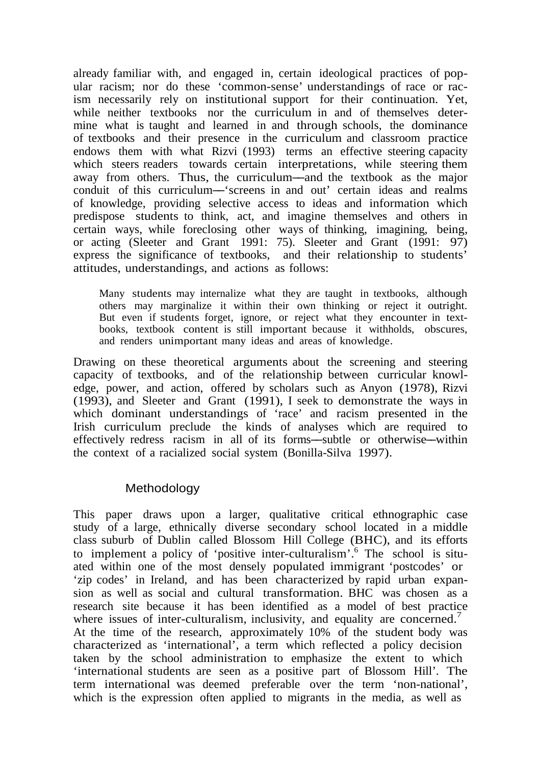already familiar with, and engaged in, certain ideological practices of popular racism; nor do these 'common-sense' understandings of race or racism necessarily rely on institutional support for their continuation. Yet, while neither textbooks nor the curriculum in and of themselves determine what is taught and learned in and through schools, the dominance of textbooks and their presence in the curriculum and classroom practice endows them with what Rizvi (1993) terms an effective steering capacity which steers readers towards certain interpretations, while steering them away from others. Thus, the curriculum—and the textbook as the major conduit of this curriculum—'screens in and out' certain ideas and realms of knowledge, providing selective access to ideas and information which predispose students to think, act, and imagine themselves and others in certain ways, while foreclosing other ways of thinking, imagining, being, or acting (Sleeter and Grant 1991: 75). Sleeter and Grant (1991: 97) express the significance of textbooks, and their relationship to students' attitudes, understandings, and actions as follows:

> Many students may internalize what they are taught in textbooks, although others may marginalize it within their own thinking or reject it outright. But even if students forget, ignore, or reject what they encounter in textbooks, textbook content is still important because it withholds, obscures, and renders unimportant many ideas and areas of knowledge.

Drawing on these theoretical arguments about the screening and steering capacity of textbooks, and of the relationship between curricular knowledge, power, and action, offered by scholars such as Anyon (1978), Rizvi (1993), and Sleeter and Grant (1991), I seek to demonstrate the ways in which dominant understandings of 'race' and racism presented in the Irish curriculum preclude the kinds of analyses which are required to effectively redress racism in all of its forms—subtle or otherwise—within the context of a racialized social system (Bonilla-Silva 1997).

## Methodology

This paper draws upon a larger, qualitative critical ethnographic case study of a large, ethnically diverse secondary school located in a middle class suburb of Dublin called Blossom Hill College (BHC), and its efforts to implement a policy of 'positive inter-culturalism'.[6] The school is situated within one of the most densely populated immigrant 'postcodes' or 'zip codes' in Ireland, and has been characterized by rapid urban expansion as well as social and cultural transformation. BHC was chosen as a research site because it has been identified as a model of best practice where issues of inter-culturalism, inclusivity, and equality are concerned.[7] At the time of the research, approximately 10% of the student body was characterized as 'international', a term which reflected a policy decision taken by the school administration to emphasize the extent to which 'international students are seen as a positive part of Blossom Hill'. The term international was deemed preferable over the term 'non-national', which is the expression often applied to migrants in the media, as well as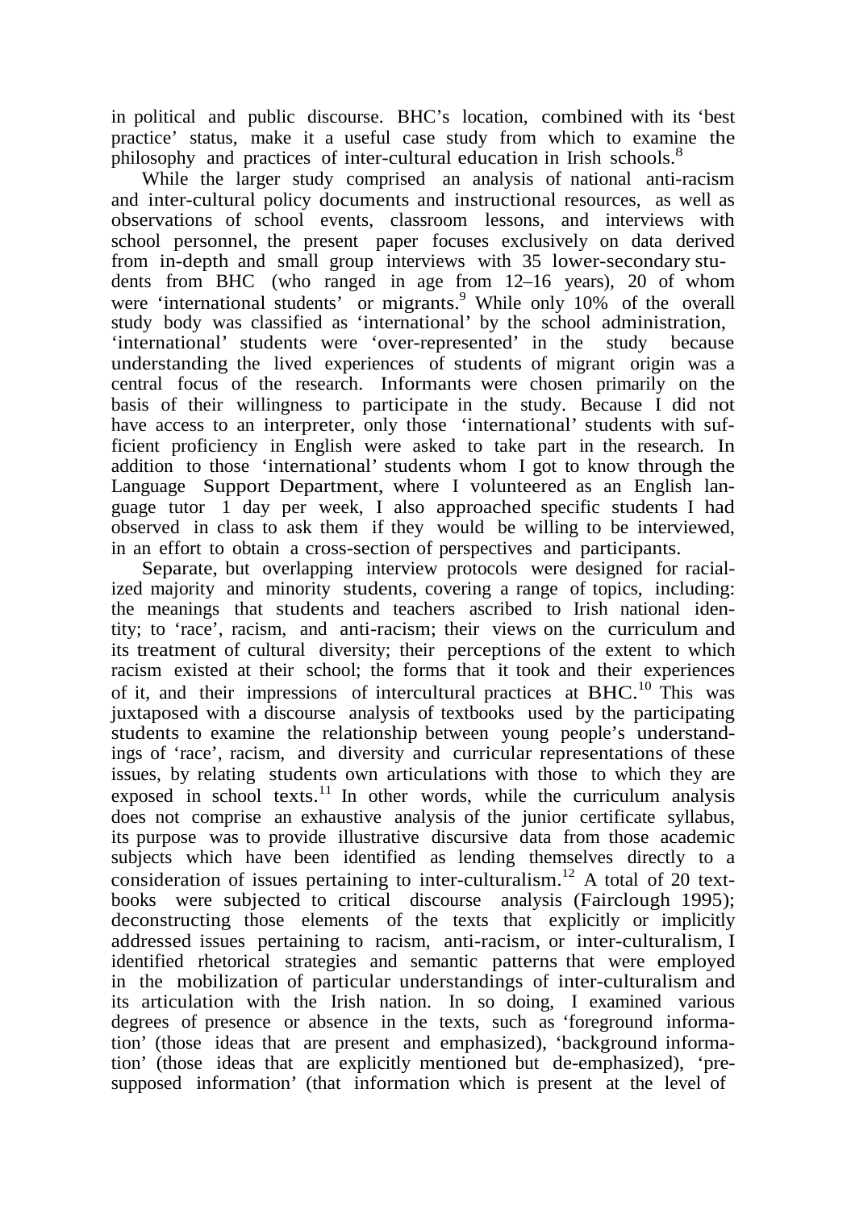in political and public discourse. BHC's location, combined with its 'best practice' status, make it a useful case study from which to examine the philosophy and practices of inter-cultural education in Irish schools.[8]

While the larger study comprised an analysis of national anti-racism and inter-cultural policy documents and instructional resources, as well as observations of school events, classroom lessons, and interviews with school personnel, the present paper focuses exclusively on data derived from in-depth and small group interviews with 35 lower-secondary students from BHC (who ranged in age from 12–16 years), 20 of whom were 'international students' or migrants.[9] While only 10% of the overall study body was classified as 'international' by the school administration, 'international' students were 'over-represented' in the study because understanding the lived experiences of students of migrant origin was a central focus of the research. Informants were chosen primarily on the basis of their willingness to participate in the study. Because I did not have access to an interpreter, only those 'international' students with sufficient proficiency in English were asked to take part in the research. In addition to those 'international' students whom I got to know through the Language Support Department, where I volunteered as an English language tutor 1 day per week, I also approached specific students I had observed in class to ask them if they would be willing to be interviewed, in an effort to obtain a cross-section of perspectives and participants.

Separate, but overlapping interview protocols were designed for racialized majority and minority students, covering a range of topics, including: the meanings that students and teachers ascribed to Irish national identity; to 'race', racism, and anti-racism; their views on the curriculum and its treatment of cultural diversity; their perceptions of the extent to which racism existed at their school; the forms that it took and their experiences of it, and their impressions of intercultural practices at BHC.[10] This was juxtaposed with a discourse analysis of textbooks used by the participating students to examine the relationship between young people's understandings of 'race', racism, and diversity and curricular representations of these issues, by relating students own articulations with those to which they are exposed in school texts.[11] In other words, while the curriculum analysis does not comprise an exhaustive analysis of the junior certificate syllabus, its purpose was to provide illustrative discursive data from those academic subjects which have been identified as lending themselves directly to a consideration of issues pertaining to inter-culturalism.[12] A total of 20 textbooks were subjected to critical discourse analysis (Fairclough 1995); deconstructing those elements of the texts that explicitly or implicitly addressed issues pertaining to racism, anti-racism, or inter-culturalism, I identified rhetorical strategies and semantic patterns that were employed in the mobilization of particular understandings of inter-culturalism and its articulation with the Irish nation. In so doing, I examined various degrees of presence or absence in the texts, such as 'foreground information' (those ideas that are present and emphasized), 'background information' (those ideas that are explicitly mentioned but de-emphasized), 'presupposed information' (that information which is present at the level of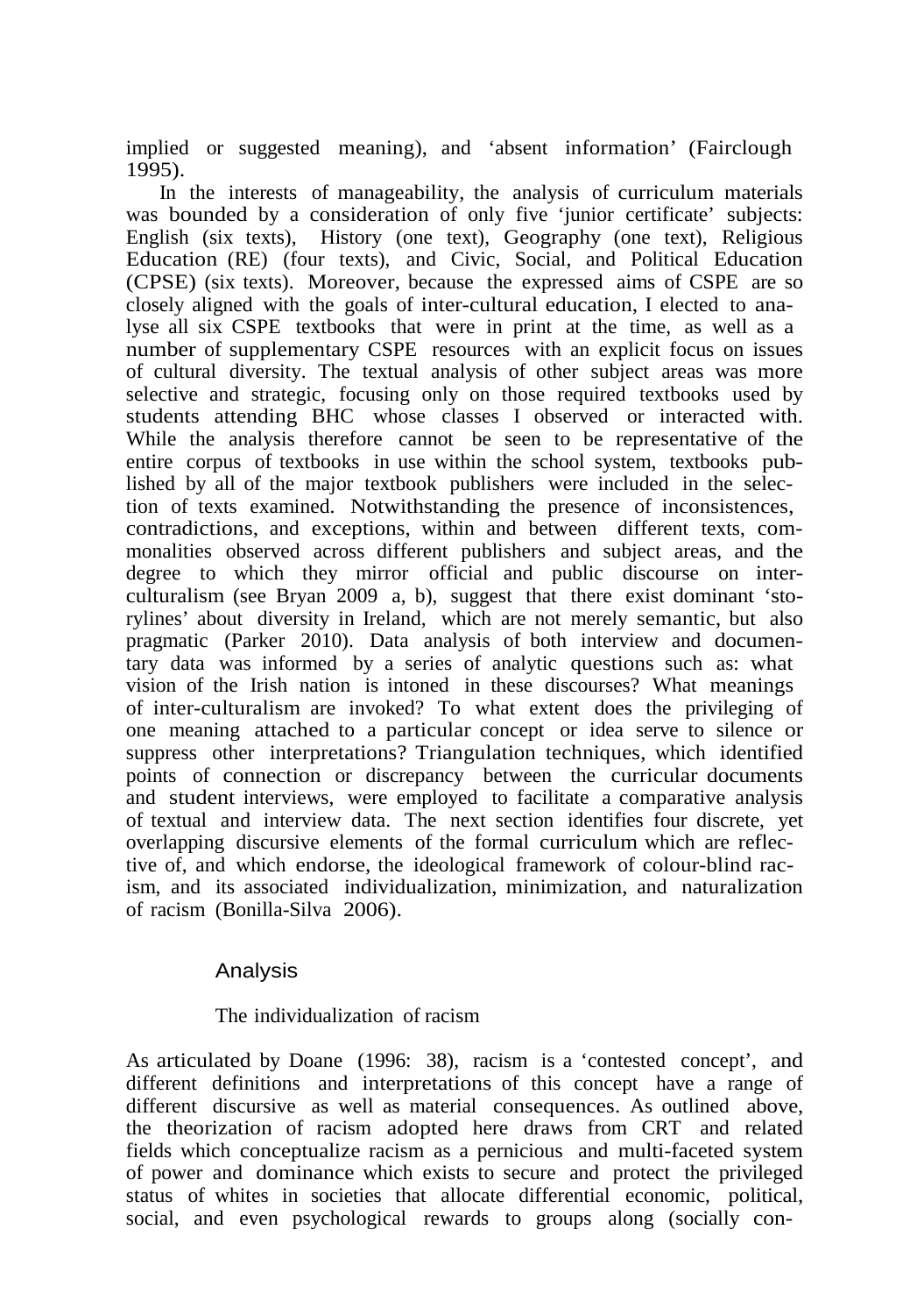implied or suggested meaning), and 'absent information' (Fairclough 1995).

In the interests of manageability, the analysis of curriculum materials was bounded by a consideration of only five 'junior certificate' subjects: English (six texts), History (one text), Geography (one text), Religious Education (RE) (four texts), and Civic, Social, and Political Education (CPSE) (six texts). Moreover, because the expressed aims of CSPE are so closely aligned with the goals of inter-cultural education, I elected to analyse all six CSPE textbooks that were in print at the time, as well as a number of supplementary CSPE resources with an explicit focus on issues of cultural diversity. The textual analysis of other subject areas was more selective and strategic, focusing only on those required textbooks used by students attending BHC whose classes I observed or interacted with. While the analysis therefore cannot be seen to be representative of the entire corpus of textbooks in use within the school system, textbooks published by all of the major textbook publishers were included in the selection of texts examined. Notwithstanding the presence of inconsistences, contradictions, and exceptions, within and between different texts, commonalities observed across different publishers and subject areas, and the degree to which they mirror official and public discourse on inter-culturalism (see Bryan 2009 a, b), suggest that there exist dominant 'storylines' about diversity in Ireland, which are not merely semantic, but also pragmatic (Parker 2010). Data analysis of both interview and documentary data was informed by a series of analytic questions such as: what vision of the Irish nation is intoned in these discourses? What meanings of inter-culturalism are invoked? To what extent does the privileging of one meaning attached to a particular concept or idea serve to silence or suppress other interpretations? Triangulation techniques, which identified points of connection or discrepancy between the curricular documents and student interviews, were employed to facilitate a comparative analysis of textual and interview data. The next section identifies four discrete, yet overlapping discursive elements of the formal curriculum which are reflective of, and which endorse, the ideological framework of colour-blind racism, and its associated individualization, minimization, and naturalization of racism (Bonilla-Silva 2006).

## Analysis

### The individualization of racism

As articulated by Doane (1996: 38), racism is a 'contested concept', and different definitions and interpretations of this concept have a range of different discursive as well as material consequences. As outlined above, the theorization of racism adopted here draws from CRT and related fields which conceptualize racism as a pernicious and multi-faceted system of power and dominance which exists to secure and protect the privileged status of whites in societies that allocate differential economic, political, social, and even psychological rewards to groups along (socially con-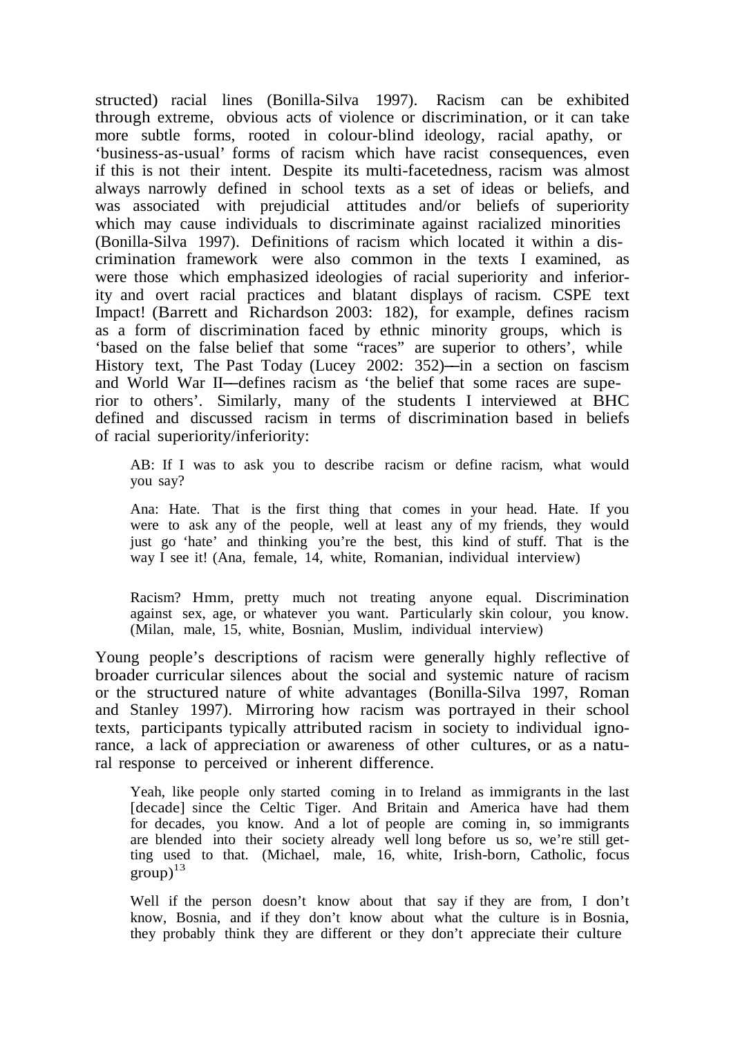structed) racial lines (Bonilla-Silva 1997). Racism can be exhibited through extreme, obvious acts of violence or discrimination, or it can take more subtle forms, rooted in colour-blind ideology, racial apathy, or 'business-as-usual' forms of racism which have racist consequences, even if this is not their intent. Despite its multi-facetedness, racism was almost always narrowly defined in school texts as a set of ideas or beliefs, and was associated with prejudicial attitudes and/or beliefs of superiority which may cause individuals to discriminate against racialized minorities (Bonilla-Silva 1997). Definitions of racism which located it within a discrimination framework were also common in the texts I examined, as were those which emphasized ideologies of racial superiority and inferiority and overt racial practices and blatant displays of racism. CSPE text Impact! (Barrett and Richardson 2003: 182), for example, defines racism as a form of discrimination faced by ethnic minority groups, which is 'based on the false belief that some "races" are superior to others', while History text, The Past Today (Lucey 2002: 352)—in a section on fascism and World War II—defines racism as 'the belief that some races are superior to others'. Similarly, many of the students I interviewed at BHC defined and discussed racism in terms of discrimination based in beliefs of racial superiority/inferiority:

> AB: If I was to ask you to describe racism or define racism, what would you say?
>
> Ana: Hate. That is the first thing that comes in your head. Hate. If you were to ask any of the people, well at least any of my friends, they would just go 'hate' and thinking you're the best, this kind of stuff. That is the way I see it! (Ana, female, 14, white, Romanian, individual interview)

> Racism? Hmm, pretty much not treating anyone equal. Discrimination against sex, age, or whatever you want. Particularly skin colour, you know. (Milan, male, 15, white, Bosnian, Muslim, individual interview)

Young people's descriptions of racism were generally highly reflective of broader curricular silences about the social and systemic nature of racism or the structured nature of white advantages (Bonilla-Silva 1997, Roman and Stanley 1997). Mirroring how racism was portrayed in their school texts, participants typically attributed racism in society to individual ignorance, a lack of appreciation or awareness of other cultures, or as a natural response to perceived or inherent difference.

> Yeah, like people only started coming in to Ireland as immigrants in the last [decade] since the Celtic Tiger. And Britain and America have had them for decades, you know. And a lot of people are coming in, so immigrants are blended into their society already well long before us so, we're still getting used to that. (Michael, male, 16, white, Irish-born, Catholic, focus group)[13]

> Well if the person doesn't know about that say if they are from, I don't know, Bosnia, and if they don't know about what the culture is in Bosnia, they probably think they are different or they don't appreciate their culture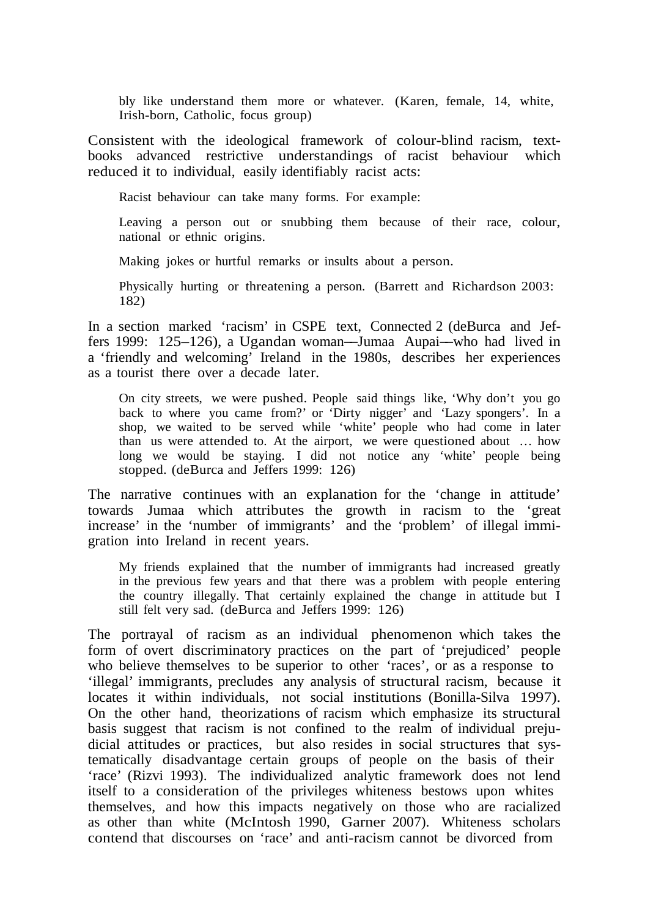bly like understand them more or whatever. (Karen, female, 14, white, Irish-born, Catholic, focus group)

Consistent with the ideological framework of colour-blind racism, textbooks advanced restrictive understandings of racist behaviour which reduced it to individual, easily identifiably racist acts:

> Racist behaviour can take many forms. For example:
>
> Leaving a person out or snubbing them because of their race, colour, national or ethnic origins.
>
> Making jokes or hurtful remarks or insults about a person.
>
> Physically hurting or threatening a person. (Barrett and Richardson 2003: 182)

In a section marked 'racism' in CSPE text, Connected 2 (deBurca and Jeffers 1999: 125–126), a Ugandan woman—Jumaa Aupai—who had lived in a 'friendly and welcoming' Ireland in the 1980s, describes her experiences as a tourist there over a decade later.

> On city streets, we were pushed. People said things like, 'Why don't you go back to where you came from?' or 'Dirty nigger' and 'Lazy spongers'. In a shop, we waited to be served while 'white' people who had come in later than us were attended to. At the airport, we were questioned about … how long we would be staying. I did not notice any 'white' people being stopped. (deBurca and Jeffers 1999: 126)

The narrative continues with an explanation for the 'change in attitude' towards Jumaa which attributes the growth in racism to the 'great increase' in the 'number of immigrants' and the 'problem' of illegal immigration into Ireland in recent years.

> My friends explained that the number of immigrants had increased greatly in the previous few years and that there was a problem with people entering the country illegally. That certainly explained the change in attitude but I still felt very sad. (deBurca and Jeffers 1999: 126)

The portrayal of racism as an individual phenomenon which takes the form of overt discriminatory practices on the part of 'prejudiced' people who believe themselves to be superior to other 'races', or as a response to 'illegal' immigrants, precludes any analysis of structural racism, because it locates it within individuals, not social institutions (Bonilla-Silva 1997). On the other hand, theorizations of racism which emphasize its structural basis suggest that racism is not confined to the realm of individual prejudicial attitudes or practices, but also resides in social structures that systematically disadvantage certain groups of people on the basis of their 'race' (Rizvi 1993). The individualized analytic framework does not lend itself to a consideration of the privileges whiteness bestows upon whites themselves, and how this impacts negatively on those who are racialized as other than white (McIntosh 1990, Garner 2007). Whiteness scholars contend that discourses on 'race' and anti-racism cannot be divorced from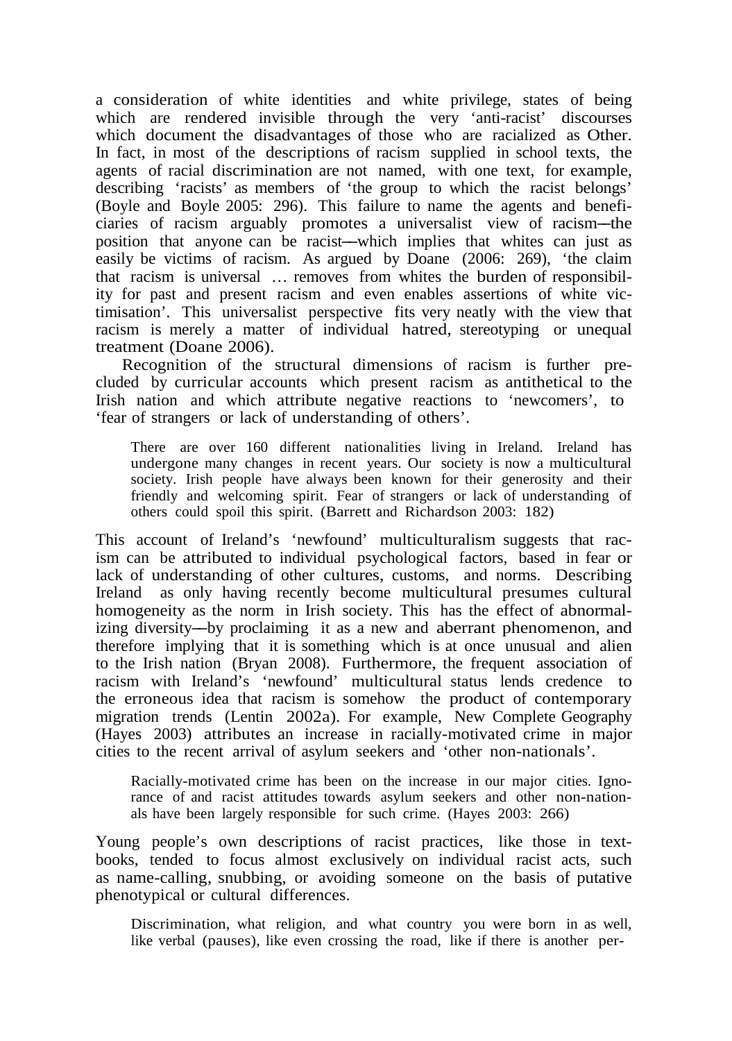a consideration of white identities and white privilege, states of being which are rendered invisible through the very 'anti-racist' discourses which document the disadvantages of those who are racialized as Other. In fact, in most of the descriptions of racism supplied in school texts, the agents of racial discrimination are not named, with one text, for example, describing 'racists' as members of 'the group to which the racist belongs' (Boyle and Boyle 2005: 296). This failure to name the agents and beneficiaries of racism arguably promotes a universalist view of racism—the position that anyone can be racist—which implies that whites can just as easily be victims of racism. As argued by Doane (2006: 269), 'the claim that racism is universal … removes from whites the burden of responsibility for past and present racism and even enables assertions of white victimisation'. This universalist perspective fits very neatly with the view that racism is merely a matter of individual hatred, stereotyping or unequal treatment (Doane 2006).

Recognition of the structural dimensions of racism is further precluded by curricular accounts which present racism as antithetical to the Irish nation and which attribute negative reactions to 'newcomers', to 'fear of strangers or lack of understanding of others'.

> There are over 160 different nationalities living in Ireland. Ireland has undergone many changes in recent years. Our society is now a multicultural society. Irish people have always been known for their generosity and their friendly and welcoming spirit. Fear of strangers or lack of understanding of others could spoil this spirit. (Barrett and Richardson 2003: 182)

This account of Ireland's 'newfound' multiculturalism suggests that racism can be attributed to individual psychological factors, based in fear or lack of understanding of other cultures, customs, and norms. Describing Ireland as only having recently become multicultural presumes cultural homogeneity as the norm in Irish society. This has the effect of abnormalizing diversity—by proclaiming it as a new and aberrant phenomenon, and therefore implying that it is something which is at once unusual and alien to the Irish nation (Bryan 2008). Furthermore, the frequent association of racism with Ireland's 'newfound' multicultural status lends credence to the erroneous idea that racism is somehow the product of contemporary migration trends (Lentin 2002a). For example, New Complete Geography (Hayes 2003) attributes an increase in racially-motivated crime in major cities to the recent arrival of asylum seekers and 'other non-nationals'.

> Racially-motivated crime has been on the increase in our major cities. Ignorance of and racist attitudes towards asylum seekers and other non-nationals have been largely responsible for such crime. (Hayes 2003: 266)

Young people's own descriptions of racist practices, like those in textbooks, tended to focus almost exclusively on individual racist acts, such as name-calling, snubbing, or avoiding someone on the basis of putative phenotypical or cultural differences.

> Discrimination, what religion, and what country you were born in as well, like verbal (pauses), like even crossing the road, like if there is another per-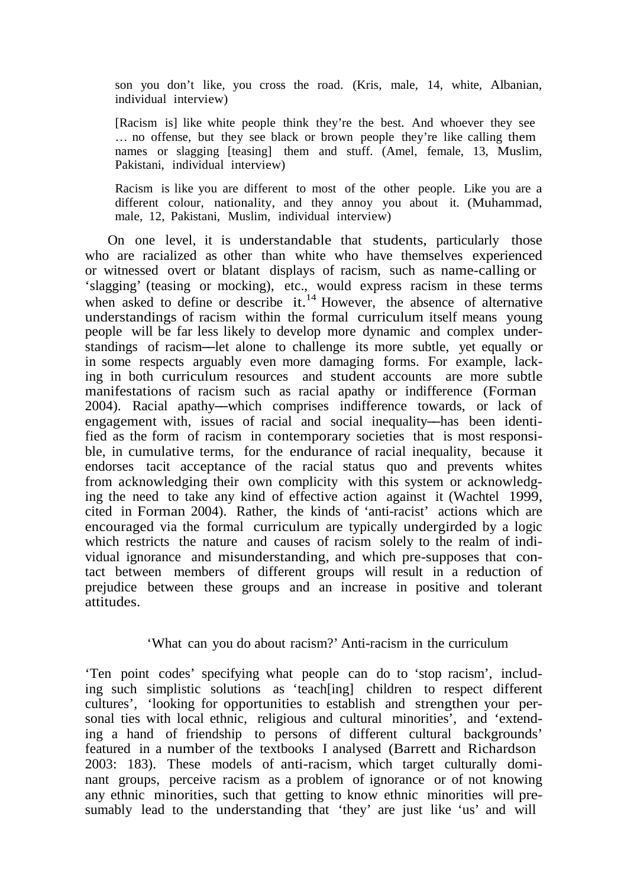son you don't like, you cross the road. (Kris, male, 14, white, Albanian, individual interview)

> [Racism is] like white people think they're the best. And whoever they see … no offense, but they see black or brown people they're like calling them names or slagging [teasing] them and stuff. (Amel, female, 13, Muslim, Pakistani, individual interview)

> Racism is like you are different to most of the other people. Like you are a different colour, nationality, and they annoy you about it. (Muhammad, male, 12, Pakistani, Muslim, individual interview)

On one level, it is understandable that students, particularly those who are racialized as other than white who have themselves experienced or witnessed overt or blatant displays of racism, such as name-calling or 'slagging' (teasing or mocking), etc., would express racism in these terms when asked to define or describe it.[14] However, the absence of alternative understandings of racism within the formal curriculum itself means young people will be far less likely to develop more dynamic and complex understandings of racism—let alone to challenge its more subtle, yet equally or in some respects arguably even more damaging forms. For example, lacking in both curriculum resources and student accounts are more subtle manifestations of racism such as racial apathy or indifference (Forman 2004). Racial apathy—which comprises indifference towards, or lack of engagement with, issues of racial and social inequality—has been identified as the form of racism in contemporary societies that is most responsible, in cumulative terms, for the endurance of racial inequality, because it endorses tacit acceptance of the racial status quo and prevents whites from acknowledging their own complicity with this system or acknowledging the need to take any kind of effective action against it (Wachtel 1999, cited in Forman 2004). Rather, the kinds of 'anti-racist' actions which are encouraged via the formal curriculum are typically undergirded by a logic which restricts the nature and causes of racism solely to the realm of individual ignorance and misunderstanding, and which pre-supposes that contact between members of different groups will result in a reduction of prejudice between these groups and an increase in positive and tolerant attitudes.

## 'What can you do about racism?' Anti-racism in the curriculum

'Ten point codes' specifying what people can do to 'stop racism', including such simplistic solutions as 'teach[ing] children to respect different cultures', 'looking for opportunities to establish and strengthen your personal ties with local ethnic, religious and cultural minorities', and 'extending a hand of friendship to persons of different cultural backgrounds' featured in a number of the textbooks I analysed (Barrett and Richardson 2003: 183). These models of anti-racism, which target culturally dominant groups, perceive racism as a problem of ignorance or of not knowing any ethnic minorities, such that getting to know ethnic minorities will presumably lead to the understanding that 'they' are just like 'us' and will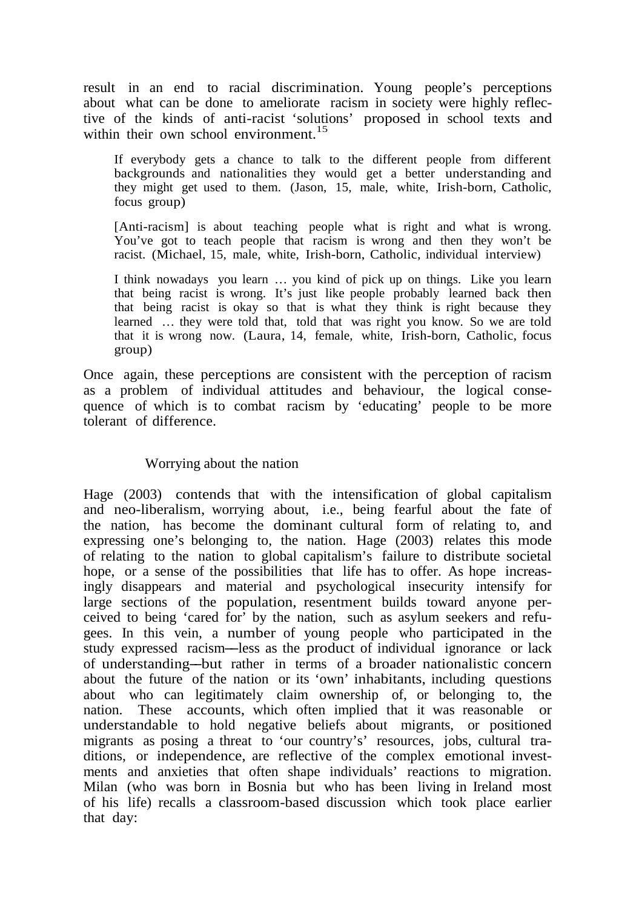result in an end to racial discrimination. Young people's perceptions about what can be done to ameliorate racism in society were highly reflective of the kinds of anti-racist 'solutions' proposed in school texts and within their own school environment.[15]

> If everybody gets a chance to talk to the different people from different backgrounds and nationalities they would get a better understanding and they might get used to them. (Jason, 15, male, white, Irish-born, Catholic, focus group)

> [Anti-racism] is about teaching people what is right and what is wrong. You've got to teach people that racism is wrong and then they won't be racist. (Michael, 15, male, white, Irish-born, Catholic, individual interview)

> I think nowadays you learn … you kind of pick up on things. Like you learn that being racist is wrong. It's just like people probably learned back then that being racist is okay so that is what they think is right because they learned … they were told that, told that was right you know. So we are told that it is wrong now. (Laura, 14, female, white, Irish-born, Catholic, focus group)

Once again, these perceptions are consistent with the perception of racism as a problem of individual attitudes and behaviour, the logical consequence of which is to combat racism by 'educating' people to be more tolerant of difference.

## Worrying about the nation

Hage (2003) contends that with the intensification of global capitalism and neo-liberalism, worrying about, i.e., being fearful about the fate of the nation, has become the dominant cultural form of relating to, and expressing one's belonging to, the nation. Hage (2003) relates this mode of relating to the nation to global capitalism's failure to distribute societal hope, or a sense of the possibilities that life has to offer. As hope increasingly disappears and material and psychological insecurity intensify for large sections of the population, resentment builds toward anyone perceived to being 'cared for' by the nation, such as asylum seekers and refugees. In this vein, a number of young people who participated in the study expressed racism—less as the product of individual ignorance or lack of understanding—but rather in terms of a broader nationalistic concern about the future of the nation or its 'own' inhabitants, including questions about who can legitimately claim ownership of, or belonging to, the nation. These accounts, which often implied that it was reasonable or understandable to hold negative beliefs about migrants, or positioned migrants as posing a threat to 'our country's' resources, jobs, cultural traditions, or independence, are reflective of the complex emotional investments and anxieties that often shape individuals' reactions to migration. Milan (who was born in Bosnia but who has been living in Ireland most of his life) recalls a classroom-based discussion which took place earlier that day: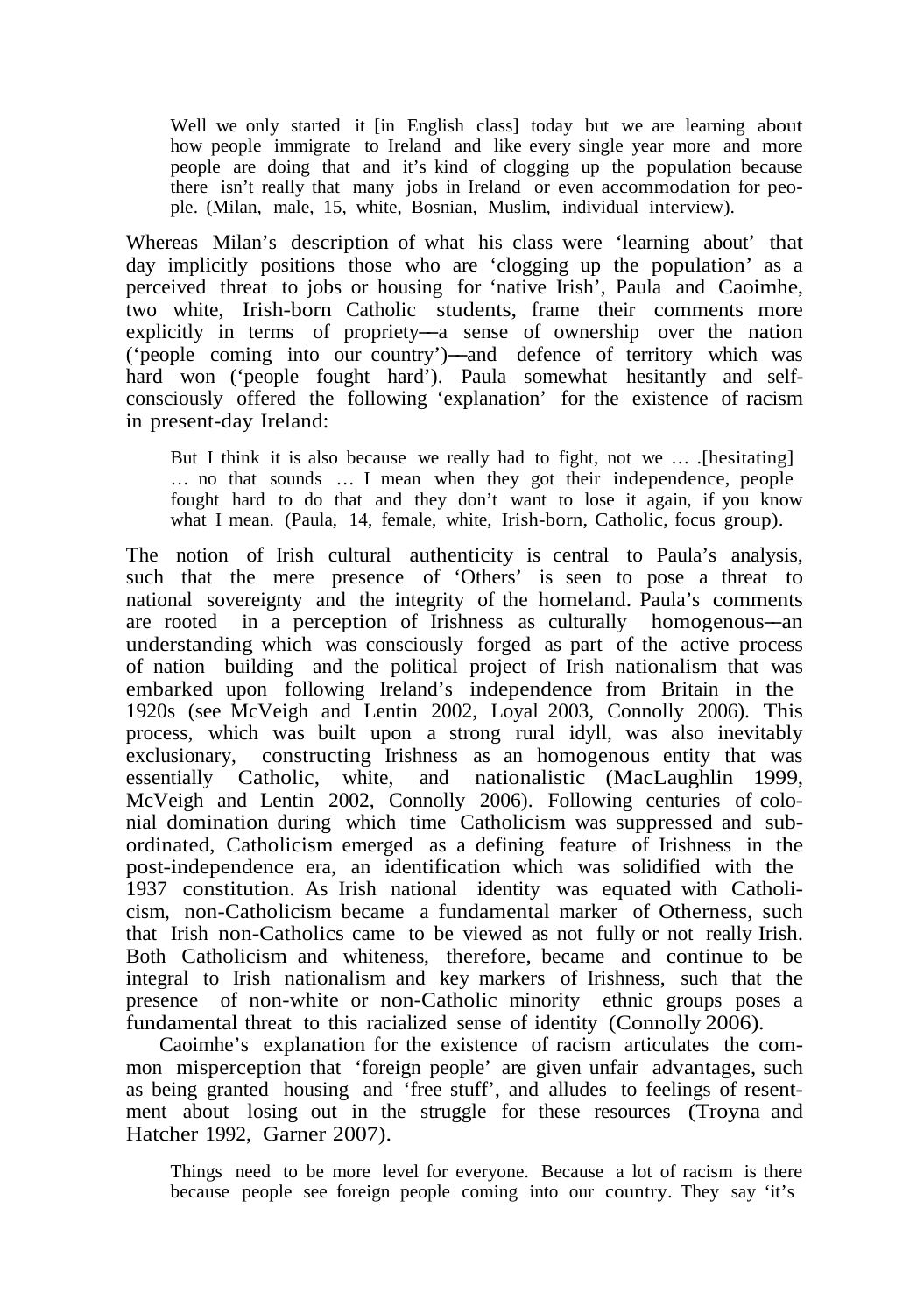> Well we only started it [in English class] today but we are learning about how people immigrate to Ireland and like every single year more and more people are doing that and it's kind of clogging up the population because there isn't really that many jobs in Ireland or even accommodation for people. (Milan, male, 15, white, Bosnian, Muslim, individual interview).

Whereas Milan's description of what his class were 'learning about' that day implicitly positions those who are 'clogging up the population' as a perceived threat to jobs or housing for 'native Irish', Paula and Caoimhe, two white, Irish-born Catholic students, frame their comments more explicitly in terms of propriety—a sense of ownership over the nation ('people coming into our country')—and defence of territory which was hard won ('people fought hard'). Paula somewhat hesitantly and self-consciously offered the following 'explanation' for the existence of racism in present-day Ireland:

> But I think it is also because we really had to fight, not we … .[hesitating] … no that sounds … I mean when they got their independence, people fought hard to do that and they don't want to lose it again, if you know what I mean. (Paula, 14, female, white, Irish-born, Catholic, focus group).

The notion of Irish cultural authenticity is central to Paula's analysis, such that the mere presence of 'Others' is seen to pose a threat to national sovereignty and the integrity of the homeland. Paula's comments are rooted in a perception of Irishness as culturally homogenous—an understanding which was consciously forged as part of the active process of nation building and the political project of Irish nationalism that was embarked upon following Ireland's independence from Britain in the 1920s (see McVeigh and Lentin 2002, Loyal 2003, Connolly 2006). This process, which was built upon a strong rural idyll, was also inevitably exclusionary, constructing Irishness as an homogenous entity that was essentially Catholic, white, and nationalistic (MacLaughlin 1999, McVeigh and Lentin 2002, Connolly 2006). Following centuries of colonial domination during which time Catholicism was suppressed and subordinated, Catholicism emerged as a defining feature of Irishness in the post-independence era, an identification which was solidified with the 1937 constitution. As Irish national identity was equated with Catholicism, non-Catholicism became a fundamental marker of Otherness, such that Irish non-Catholics came to be viewed as not fully or not really Irish. Both Catholicism and whiteness, therefore, became and continue to be integral to Irish nationalism and key markers of Irishness, such that the presence of non-white or non-Catholic minority ethnic groups poses a fundamental threat to this racialized sense of identity (Connolly 2006).

Caoimhe's explanation for the existence of racism articulates the common misperception that 'foreign people' are given unfair advantages, such as being granted housing and 'free stuff', and alludes to feelings of resentment about losing out in the struggle for these resources (Troyna and Hatcher 1992, Garner 2007).

> Things need to be more level for everyone. Because a lot of racism is there because people see foreign people coming into our country. They say 'it's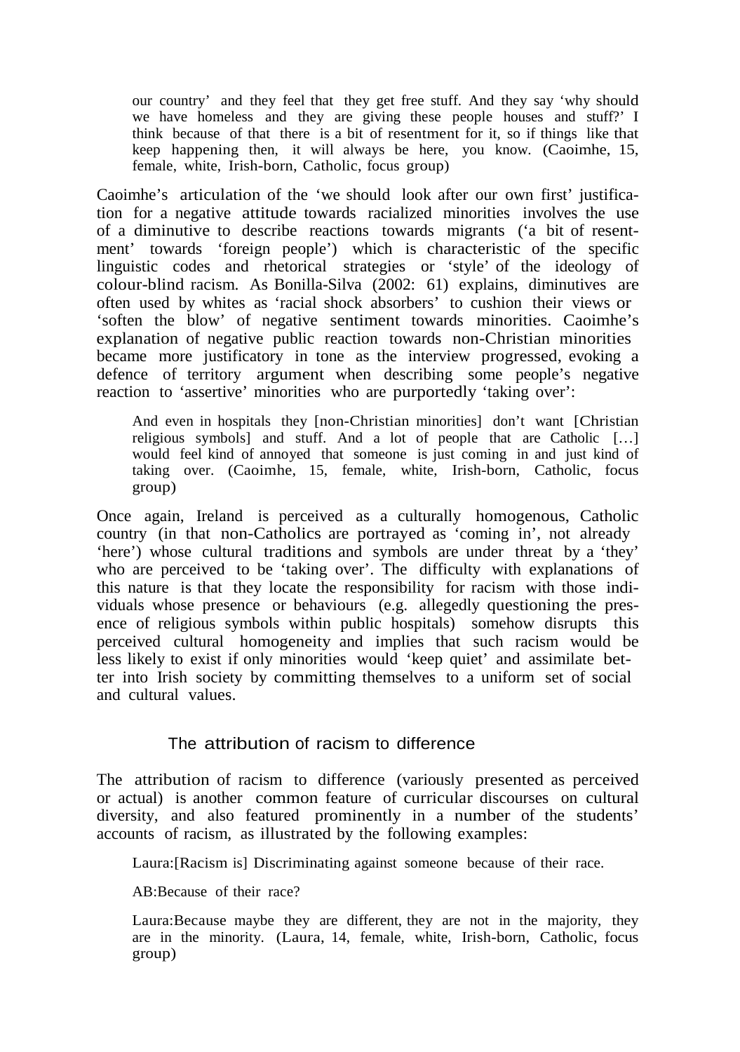> our country' and they feel that they get free stuff. And they say 'why should we have homeless and they are giving these people houses and stuff?' I think because of that there is a bit of resentment for it, so if things like that keep happening then, it will always be here, you know. (Caoimhe, 15, female, white, Irish-born, Catholic, focus group)

Caoimhe's articulation of the 'we should look after our own first' justification for a negative attitude towards racialized minorities involves the use of a diminutive to describe reactions towards migrants ('a bit of resentment' towards 'foreign people') which is characteristic of the specific linguistic codes and rhetorical strategies or 'style' of the ideology of colour-blind racism. As Bonilla-Silva (2002: 61) explains, diminutives are often used by whites as 'racial shock absorbers' to cushion their views or 'soften the blow' of negative sentiment towards minorities. Caoimhe's explanation of negative public reaction towards non-Christian minorities became more justificatory in tone as the interview progressed, evoking a defence of territory argument when describing some people's negative reaction to 'assertive' minorities who are purportedly 'taking over':

> And even in hospitals they [non-Christian minorities] don't want [Christian religious symbols] and stuff. And a lot of people that are Catholic […] would feel kind of annoyed that someone is just coming in and just kind of taking over. (Caoimhe, 15, female, white, Irish-born, Catholic, focus group)

Once again, Ireland is perceived as a culturally homogenous, Catholic country (in that non-Catholics are portrayed as 'coming in', not already 'here') whose cultural traditions and symbols are under threat by a 'they' who are perceived to be 'taking over'. The difficulty with explanations of this nature is that they locate the responsibility for racism with those individuals whose presence or behaviours (e.g. allegedly questioning the presence of religious symbols within public hospitals) somehow disrupts this perceived cultural homogeneity and implies that such racism would be less likely to exist if only minorities would 'keep quiet' and assimilate better into Irish society by committing themselves to a uniform set of social and cultural values.

## The attribution of racism to difference

The attribution of racism to difference (variously presented as perceived or actual) is another common feature of curricular discourses on cultural diversity, and also featured prominently in a number of the students' accounts of racism, as illustrated by the following examples:

> Laura:[Racism is] Discriminating against someone because of their race.
>
> AB:Because of their race?
>
> Laura:Because maybe they are different, they are not in the majority, they are in the minority. (Laura, 14, female, white, Irish-born, Catholic, focus group)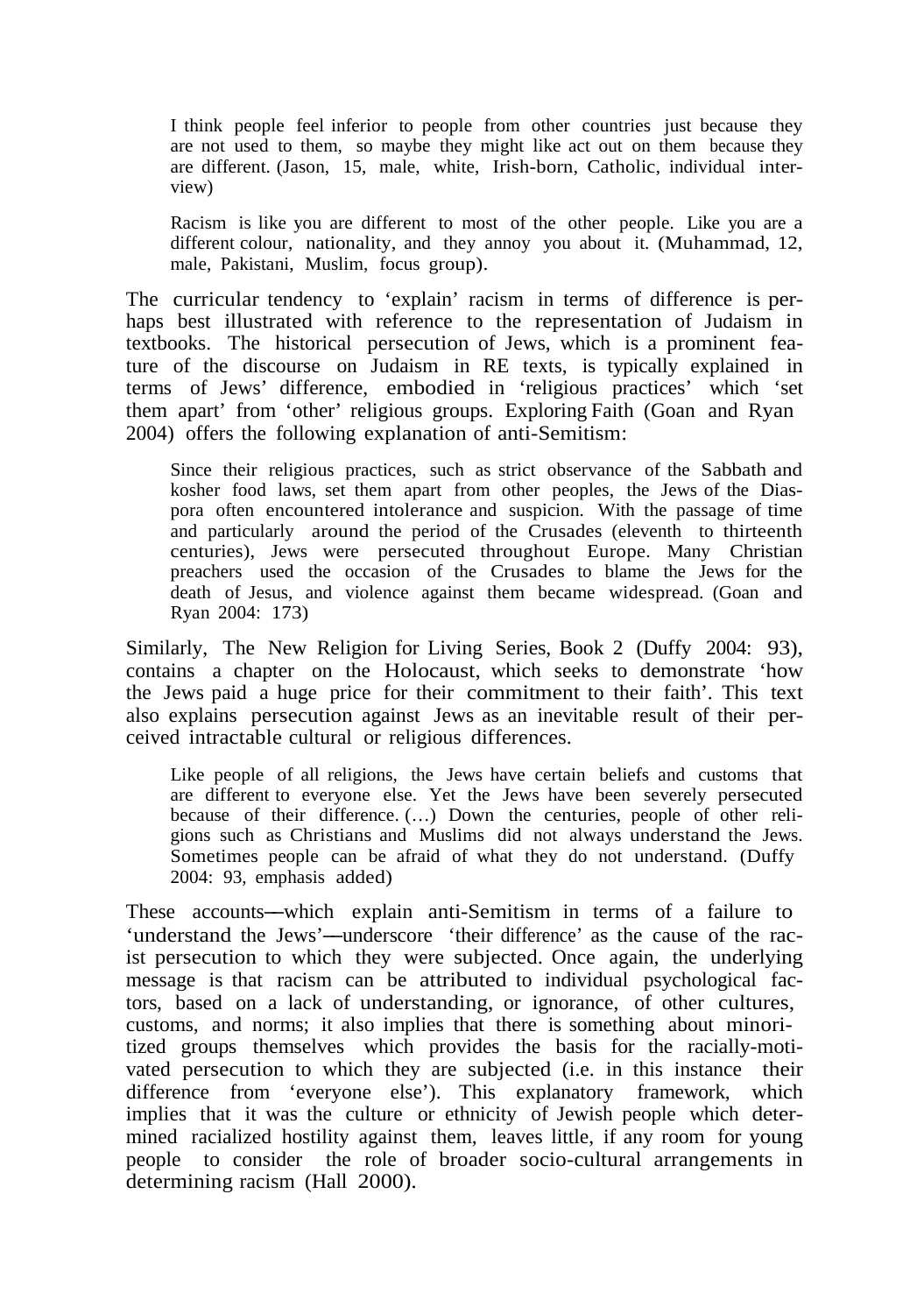> I think people feel inferior to people from other countries just because they are not used to them, so maybe they might like act out on them because they are different. (Jason, 15, male, white, Irish-born, Catholic, individual interview)

> Racism is like you are different to most of the other people. Like you are a different colour, nationality, and they annoy you about it. (Muhammad, 12, male, Pakistani, Muslim, focus group).

The curricular tendency to 'explain' racism in terms of difference is perhaps best illustrated with reference to the representation of Judaism in textbooks. The historical persecution of Jews, which is a prominent feature of the discourse on Judaism in RE texts, is typically explained in terms of Jews' difference, embodied in 'religious practices' which 'set them apart' from 'other' religious groups. Exploring Faith (Goan and Ryan 2004) offers the following explanation of anti-Semitism:

> Since their religious practices, such as strict observance of the Sabbath and kosher food laws, set them apart from other peoples, the Jews of the Diaspora often encountered intolerance and suspicion. With the passage of time and particularly around the period of the Crusades (eleventh to thirteenth centuries), Jews were persecuted throughout Europe. Many Christian preachers used the occasion of the Crusades to blame the Jews for the death of Jesus, and violence against them became widespread. (Goan and Ryan 2004: 173)

Similarly, The New Religion for Living Series, Book 2 (Duffy 2004: 93), contains a chapter on the Holocaust, which seeks to demonstrate 'how the Jews paid a huge price for their commitment to their faith'. This text also explains persecution against Jews as an inevitable result of their perceived intractable cultural or religious differences.

> Like people of all religions, the Jews have certain beliefs and customs that are different to everyone else. Yet the Jews have been severely persecuted because of their difference. (…) Down the centuries, people of other religions such as Christians and Muslims did not always understand the Jews. Sometimes people can be afraid of what they do not understand. (Duffy 2004: 93, emphasis added)

These accounts—which explain anti-Semitism in terms of a failure to 'understand the Jews'—underscore 'their difference' as the cause of the racist persecution to which they were subjected. Once again, the underlying message is that racism can be attributed to individual psychological factors, based on a lack of understanding, or ignorance, of other cultures, customs, and norms; it also implies that there is something about minoritized groups themselves which provides the basis for the racially-motivated persecution to which they are subjected (i.e. in this instance their difference from 'everyone else'). This explanatory framework, which implies that it was the culture or ethnicity of Jewish people which determined racialized hostility against them, leaves little, if any room for young people to consider the role of broader socio-cultural arrangements in determining racism (Hall 2000).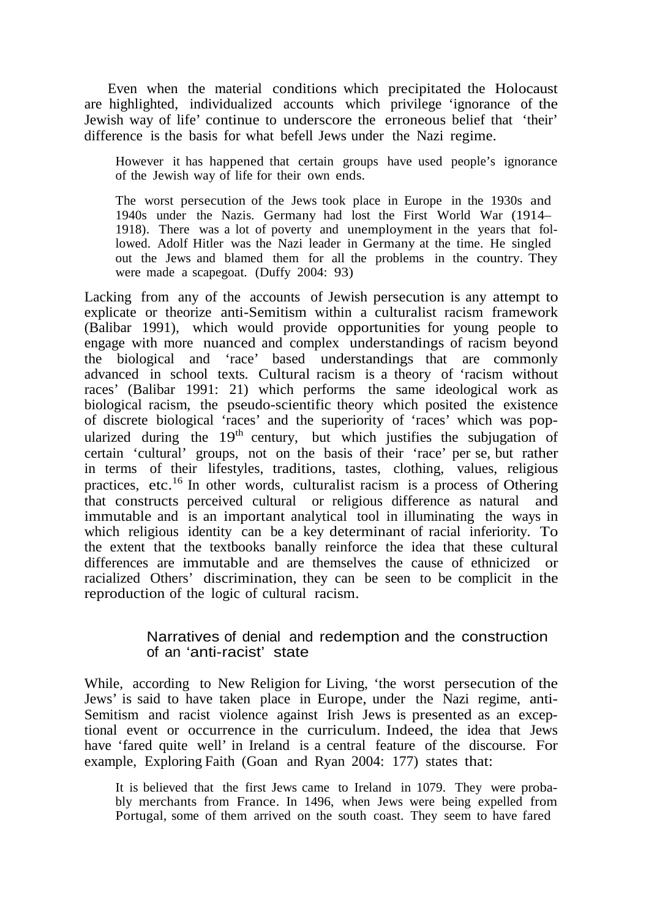Even when the material conditions which precipitated the Holocaust are highlighted, individualized accounts which privilege 'ignorance of the Jewish way of life' continue to underscore the erroneous belief that 'their' difference is the basis for what befell Jews under the Nazi regime.

> However it has happened that certain groups have used people's ignorance of the Jewish way of life for their own ends.
>
> The worst persecution of the Jews took place in Europe in the 1930s and 1940s under the Nazis. Germany had lost the First World War (1914–1918). There was a lot of poverty and unemployment in the years that followed. Adolf Hitler was the Nazi leader in Germany at the time. He singled out the Jews and blamed them for all the problems in the country. They were made a scapegoat. (Duffy 2004: 93)

Lacking from any of the accounts of Jewish persecution is any attempt to explicate or theorize anti-Semitism within a culturalist racism framework (Balibar 1991), which would provide opportunities for young people to engage with more nuanced and complex understandings of racism beyond the biological and 'race' based understandings that are commonly advanced in school texts. Cultural racism is a theory of 'racism without races' (Balibar 1991: 21) which performs the same ideological work as biological racism, the pseudo-scientific theory which posited the existence of discrete biological 'races' and the superiority of 'races' which was popularized during the 19th century, but which justifies the subjugation of certain 'cultural' groups, not on the basis of their 'race' per se, but rather in terms of their lifestyles, traditions, tastes, clothing, values, religious practices, etc.[16] In other words, culturalist racism is a process of Othering that constructs perceived cultural or religious difference as natural and immutable and is an important analytical tool in illuminating the ways in which religious identity can be a key determinant of racial inferiority. To the extent that the textbooks banally reinforce the idea that these cultural differences are immutable and are themselves the cause of ethnicized or racialized Others' discrimination, they can be seen to be complicit in the reproduction of the logic of cultural racism.

## Narratives of denial and redemption and the construction of an 'anti-racist' state

While, according to New Religion for Living, 'the worst persecution of the Jews' is said to have taken place in Europe, under the Nazi regime, anti-Semitism and racist violence against Irish Jews is presented as an exceptional event or occurrence in the curriculum. Indeed, the idea that Jews have 'fared quite well' in Ireland is a central feature of the discourse. For example, Exploring Faith (Goan and Ryan 2004: 177) states that:

> It is believed that the first Jews came to Ireland in 1079. They were probably merchants from France. In 1496, when Jews were being expelled from Portugal, some of them arrived on the south coast. They seem to have fared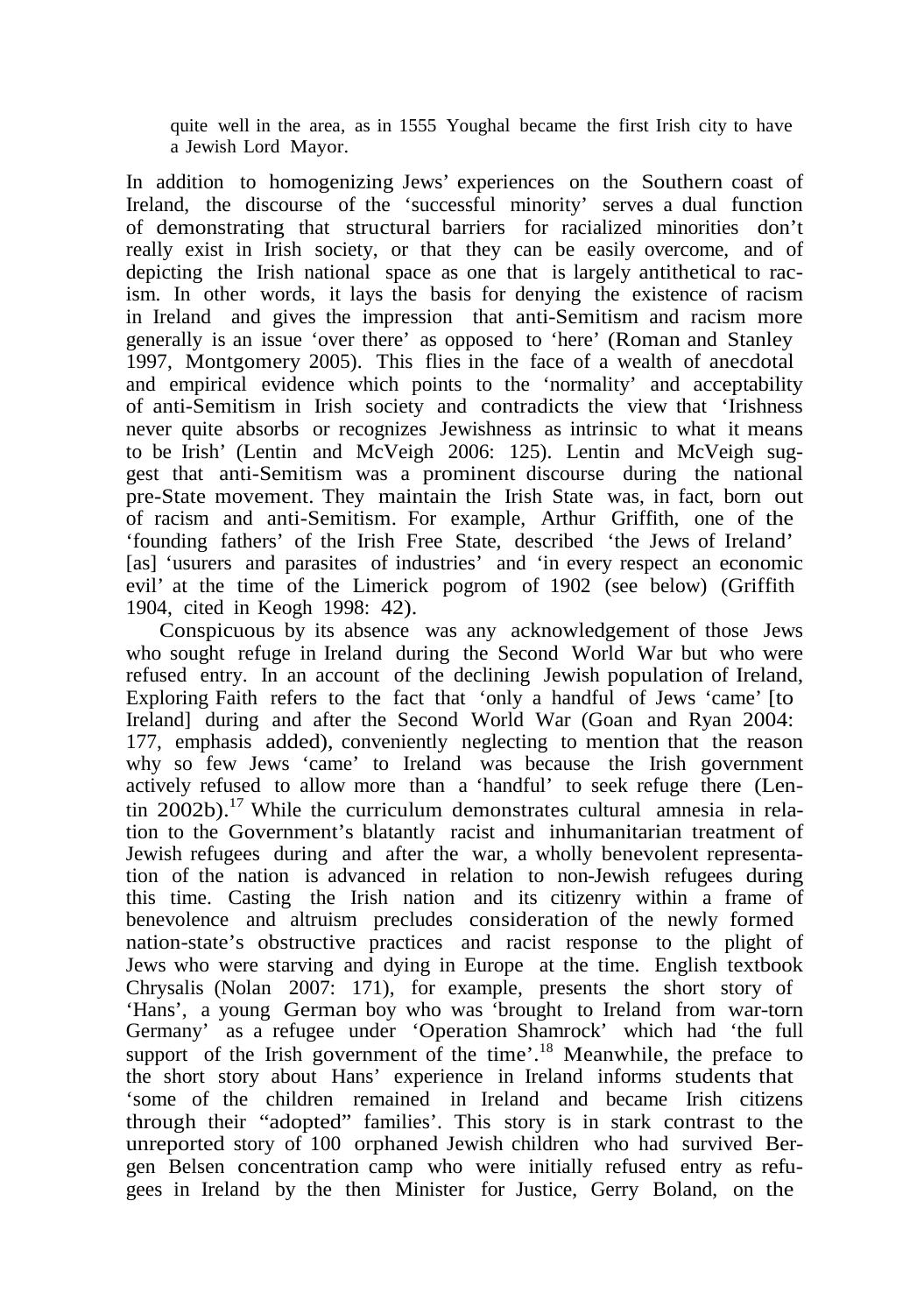quite well in the area, as in 1555 Youghal became the first Irish city to have a Jewish Lord Mayor.

In addition to homogenizing Jews' experiences on the Southern coast of Ireland, the discourse of the 'successful minority' serves a dual function of demonstrating that structural barriers for racialized minorities don't really exist in Irish society, or that they can be easily overcome, and of depicting the Irish national space as one that is largely antithetical to racism. In other words, it lays the basis for denying the existence of racism in Ireland and gives the impression that anti-Semitism and racism more generally is an issue 'over there' as opposed to 'here' (Roman and Stanley 1997, Montgomery 2005). This flies in the face of a wealth of anecdotal and empirical evidence which points to the 'normality' and acceptability of anti-Semitism in Irish society and contradicts the view that 'Irishness never quite absorbs or recognizes Jewishness as intrinsic to what it means to be Irish' (Lentin and McVeigh 2006: 125). Lentin and McVeigh suggest that anti-Semitism was a prominent discourse during the national pre-State movement. They maintain the Irish State was, in fact, born out of racism and anti-Semitism. For example, Arthur Griffith, one of the 'founding fathers' of the Irish Free State, described 'the Jews of Ireland' [as] 'usurers and parasites of industries' and 'in every respect an economic evil' at the time of the Limerick pogrom of 1902 (see below) (Griffith 1904, cited in Keogh 1998: 42).

Conspicuous by its absence was any acknowledgement of those Jews who sought refuge in Ireland during the Second World War but who were refused entry. In an account of the declining Jewish population of Ireland, Exploring Faith refers to the fact that 'only a handful of Jews 'came' [to Ireland] during and after the Second World War (Goan and Ryan 2004: 177, emphasis added), conveniently neglecting to mention that the reason why so few Jews 'came' to Ireland was because the Irish government actively refused to allow more than a 'handful' to seek refuge there (Lentin 2002b).[17] While the curriculum demonstrates cultural amnesia in relation to the Government's blatantly racist and inhumanitarian treatment of Jewish refugees during and after the war, a wholly benevolent representation of the nation is advanced in relation to non-Jewish refugees during this time. Casting the Irish nation and its citizenry within a frame of benevolence and altruism precludes consideration of the newly formed nation-state's obstructive practices and racist response to the plight of Jews who were starving and dying in Europe at the time. English textbook Chrysalis (Nolan 2007: 171), for example, presents the short story of 'Hans', a young German boy who was 'brought to Ireland from war-torn Germany' as a refugee under 'Operation Shamrock' which had 'the full support of the Irish government of the time'.[18] Meanwhile, the preface to the short story about Hans' experience in Ireland informs students that 'some of the children remained in Ireland and became Irish citizens through their "adopted" families'. This story is in stark contrast to the unreported story of 100 orphaned Jewish children who had survived Bergen Belsen concentration camp who were initially refused entry as refugees in Ireland by the then Minister for Justice, Gerry Boland, on the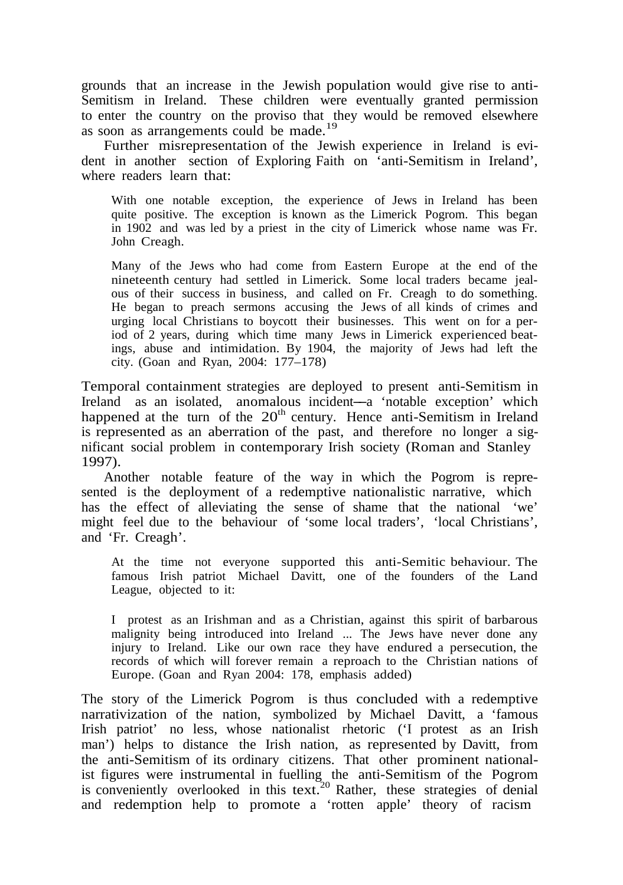grounds that an increase in the Jewish population would give rise to anti-Semitism in Ireland. These children were eventually granted permission to enter the country on the proviso that they would be removed elsewhere as soon as arrangements could be made.[19]

Further misrepresentation of the Jewish experience in Ireland is evident in another section of Exploring Faith on 'anti-Semitism in Ireland', where readers learn that:

> With one notable exception, the experience of Jews in Ireland has been quite positive. The exception is known as the Limerick Pogrom. This began in 1902 and was led by a priest in the city of Limerick whose name was Fr. John Creagh.
>
> Many of the Jews who had come from Eastern Europe at the end of the nineteenth century had settled in Limerick. Some local traders became jealous of their success in business, and called on Fr. Creagh to do something. He began to preach sermons accusing the Jews of all kinds of crimes and urging local Christians to boycott their businesses. This went on for a period of 2 years, during which time many Jews in Limerick experienced beatings, abuse and intimidation. By 1904, the majority of Jews had left the city. (Goan and Ryan, 2004: 177–178)

Temporal containment strategies are deployed to present anti-Semitism in Ireland as an isolated, anomalous incident—a 'notable exception' which happened at the turn of the 20th century. Hence anti-Semitism in Ireland is represented as an aberration of the past, and therefore no longer a significant social problem in contemporary Irish society (Roman and Stanley 1997).

Another notable feature of the way in which the Pogrom is represented is the deployment of a redemptive nationalistic narrative, which has the effect of alleviating the sense of shame that the national 'we' might feel due to the behaviour of 'some local traders', 'local Christians', and 'Fr. Creagh'.

> At the time not everyone supported this anti-Semitic behaviour. The famous Irish patriot Michael Davitt, one of the founders of the Land League, objected to it:
>
> I protest as an Irishman and as a Christian, against this spirit of barbarous malignity being introduced into Ireland ... The Jews have never done any injury to Ireland. Like our own race they have endured a persecution, the records of which will forever remain a reproach to the Christian nations of Europe. (Goan and Ryan 2004: 178, emphasis added)

The story of the Limerick Pogrom is thus concluded with a redemptive narrativization of the nation, symbolized by Michael Davitt, a 'famous Irish patriot' no less, whose nationalist rhetoric ('I protest as an Irish man') helps to distance the Irish nation, as represented by Davitt, from the anti-Semitism of its ordinary citizens. That other prominent nationalist figures were instrumental in fuelling the anti-Semitism of the Pogrom is conveniently overlooked in this text.[20] Rather, these strategies of denial and redemption help to promote a 'rotten apple' theory of racism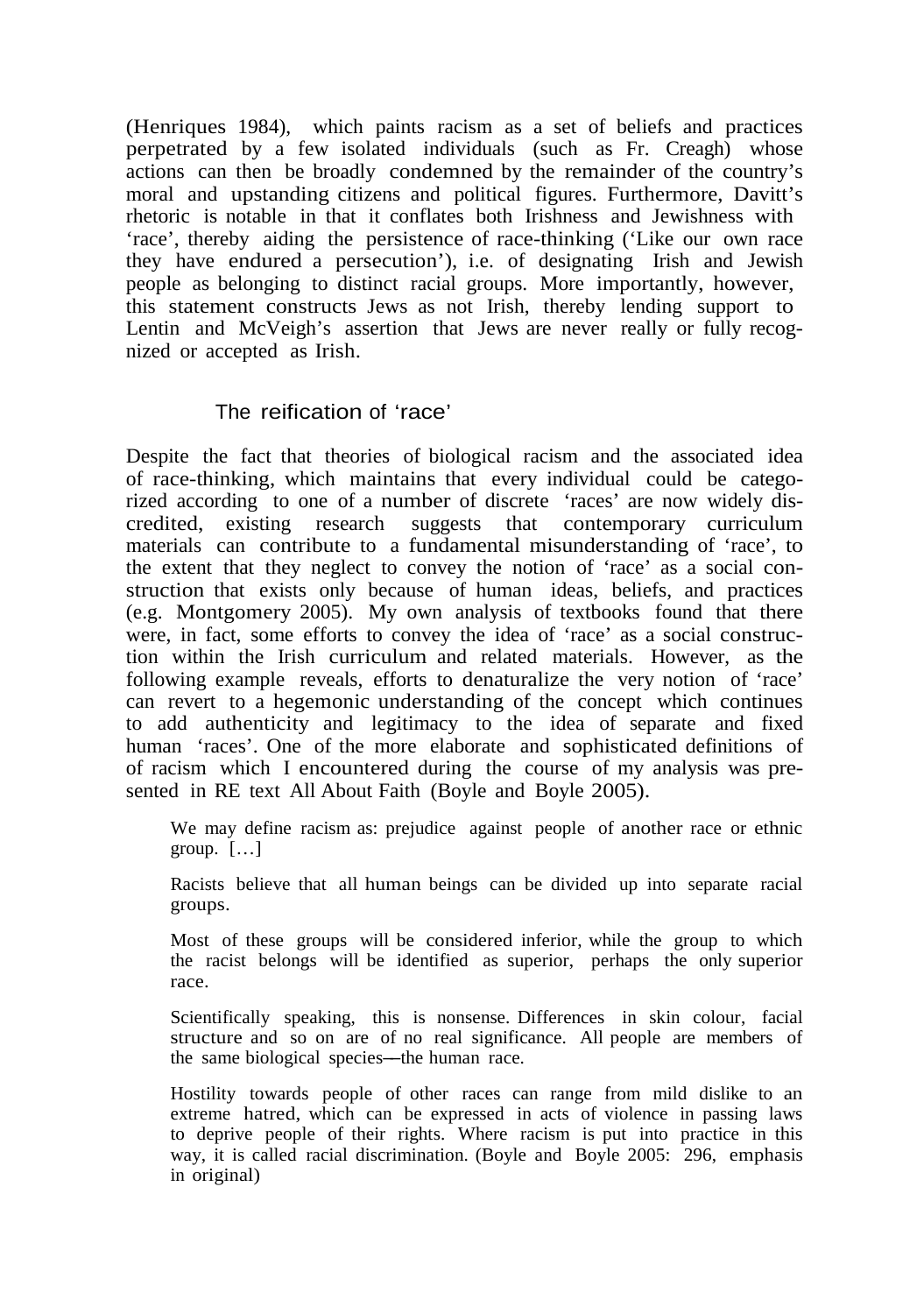(Henriques 1984), which paints racism as a set of beliefs and practices perpetrated by a few isolated individuals (such as Fr. Creagh) whose actions can then be broadly condemned by the remainder of the country's moral and upstanding citizens and political figures. Furthermore, Davitt's rhetoric is notable in that it conflates both Irishness and Jewishness with 'race', thereby aiding the persistence of race-thinking ('Like our own race they have endured a persecution'), i.e. of designating Irish and Jewish people as belonging to distinct racial groups. More importantly, however, this statement constructs Jews as not Irish, thereby lending support to Lentin and McVeigh's assertion that Jews are never really or fully recognized or accepted as Irish.

## The reification of 'race'

Despite the fact that theories of biological racism and the associated idea of race-thinking, which maintains that every individual could be categorized according to one of a number of discrete 'races' are now widely discredited, existing research suggests that contemporary curriculum materials can contribute to a fundamental misunderstanding of 'race', to the extent that they neglect to convey the notion of 'race' as a social construction that exists only because of human ideas, beliefs, and practices (e.g. Montgomery 2005). My own analysis of textbooks found that there were, in fact, some efforts to convey the idea of 'race' as a social construction within the Irish curriculum and related materials. However, as the following example reveals, efforts to denaturalize the very notion of 'race' can revert to a hegemonic understanding of the concept which continues to add authenticity and legitimacy to the idea of separate and fixed human 'races'. One of the more elaborate and sophisticated definitions of of racism which I encountered during the course of my analysis was presented in RE text All About Faith (Boyle and Boyle 2005).

> We may define racism as: prejudice against people of another race or ethnic group. […]
>
> Racists believe that all human beings can be divided up into separate racial groups.
>
> Most of these groups will be considered inferior, while the group to which the racist belongs will be identified as superior, perhaps the only superior race.
>
> Scientifically speaking, this is nonsense. Differences in skin colour, facial structure and so on are of no real significance. All people are members of the same biological species—the human race.
>
> Hostility towards people of other races can range from mild dislike to an extreme hatred, which can be expressed in acts of violence in passing laws to deprive people of their rights. Where racism is put into practice in this way, it is called racial discrimination. (Boyle and Boyle 2005: 296, emphasis in original)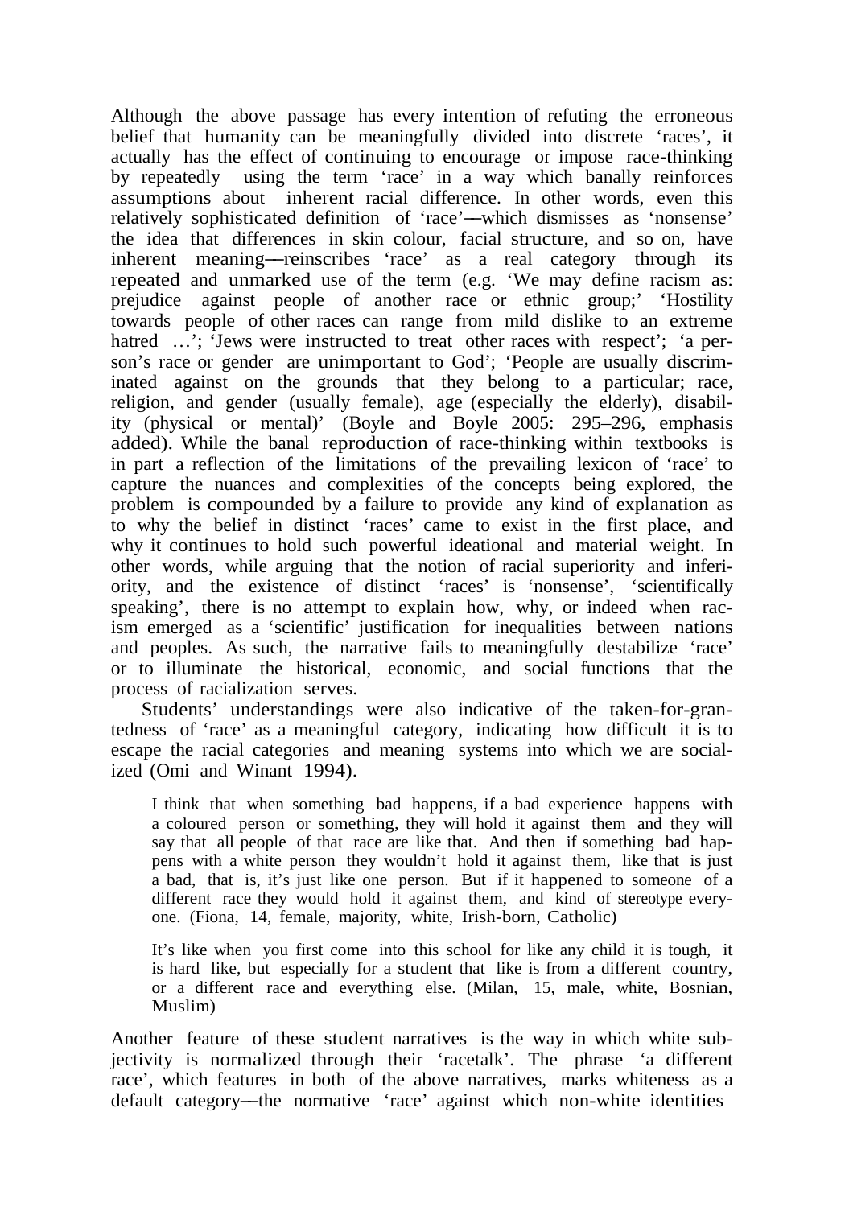Although the above passage has every intention of refuting the erroneous belief that humanity can be meaningfully divided into discrete 'races', it actually has the effect of continuing to encourage or impose race-thinking by repeatedly using the term 'race' in a way which banally reinforces assumptions about inherent racial difference. In other words, even this relatively sophisticated definition of 'race'—which dismisses as 'nonsense' the idea that differences in skin colour, facial structure, and so on, have inherent meaning—reinscribes 'race' as a real category through its repeated and unmarked use of the term (e.g. 'We may define racism as: prejudice against people of another race or ethnic group;' 'Hostility towards people of other races can range from mild dislike to an extreme hatred …'; 'Jews were instructed to treat other races with respect'; 'a person's race or gender are unimportant to God'; 'People are usually discriminated against on the grounds that they belong to a particular; race, religion, and gender (usually female), age (especially the elderly), disability (physical or mental)' (Boyle and Boyle 2005: 295–296, emphasis added). While the banal reproduction of race-thinking within textbooks is in part a reflection of the limitations of the prevailing lexicon of 'race' to capture the nuances and complexities of the concepts being explored, the problem is compounded by a failure to provide any kind of explanation as to why the belief in distinct 'races' came to exist in the first place, and why it continues to hold such powerful ideational and material weight. In other words, while arguing that the notion of racial superiority and inferiority, and the existence of distinct 'races' is 'nonsense', 'scientifically speaking', there is no attempt to explain how, why, or indeed when racism emerged as a 'scientific' justification for inequalities between nations and peoples. As such, the narrative fails to meaningfully destabilize 'race' or to illuminate the historical, economic, and social functions that the process of racialization serves.

Students' understandings were also indicative of the taken-for-grantedness of 'race' as a meaningful category, indicating how difficult it is to escape the racial categories and meaning systems into which we are socialized (Omi and Winant 1994).

> I think that when something bad happens, if a bad experience happens with a coloured person or something, they will hold it against them and they will say that all people of that race are like that. And then if something bad happens with a white person they wouldn't hold it against them, like that is just a bad, that is, it's just like one person. But if it happened to someone of a different race they would hold it against them, and kind of stereotype everyone. (Fiona, 14, female, majority, white, Irish-born, Catholic)

> It's like when you first come into this school for like any child it is tough, it is hard like, but especially for a student that like is from a different country, or a different race and everything else. (Milan, 15, male, white, Bosnian, Muslim)

Another feature of these student narratives is the way in which white subjectivity is normalized through their 'racetalk'. The phrase 'a different race', which features in both of the above narratives, marks whiteness as a default category—the normative 'race' against which non-white identities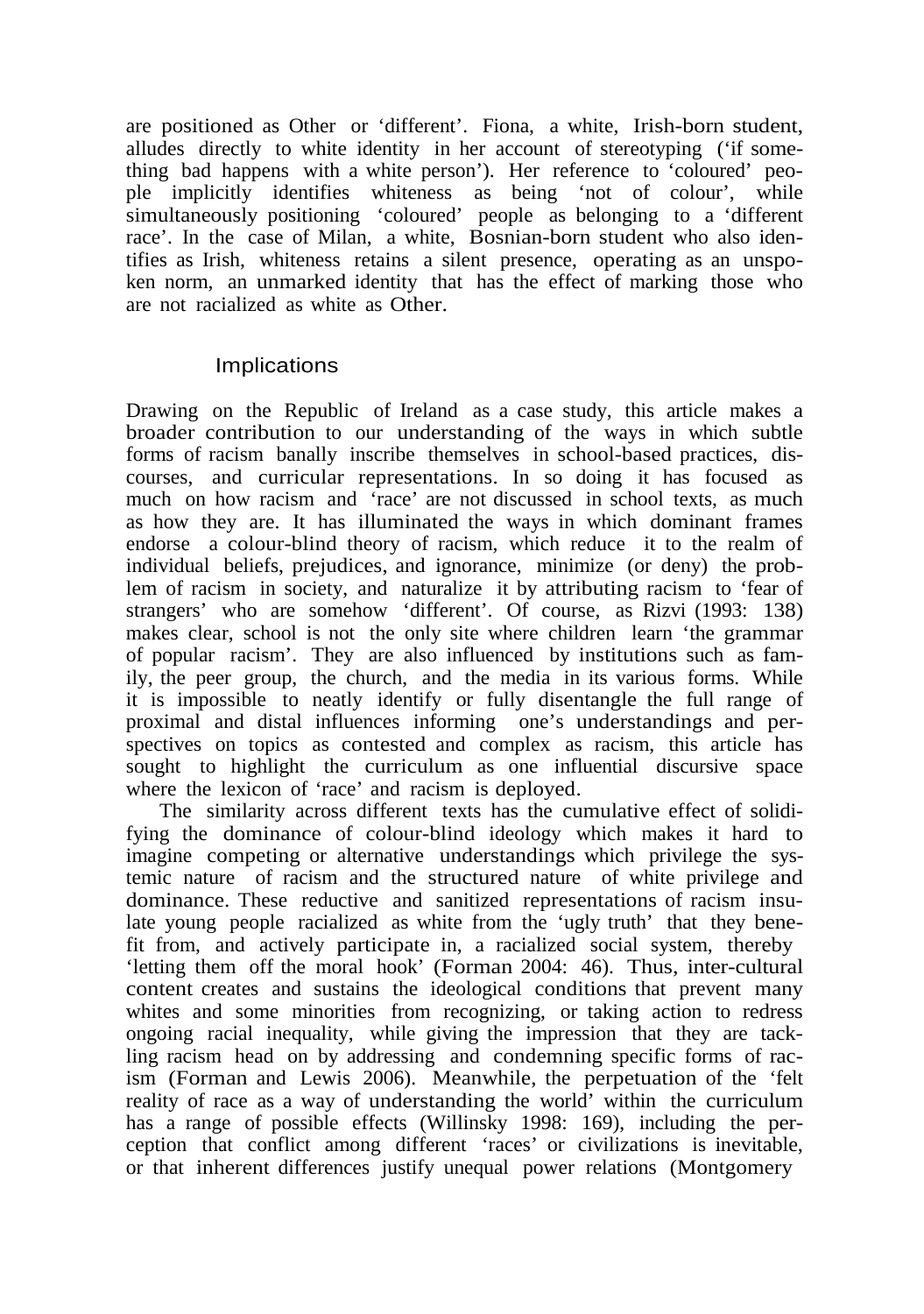are positioned as Other or 'different'. Fiona, a white, Irish-born student, alludes directly to white identity in her account of stereotyping ('if something bad happens with a white person'). Her reference to 'coloured' people implicitly identifies whiteness as being 'not of colour', while simultaneously positioning 'coloured' people as belonging to a 'different race'. In the case of Milan, a white, Bosnian-born student who also identifies as Irish, whiteness retains a silent presence, operating as an unspoken norm, an unmarked identity that has the effect of marking those who are not racialized as white as Other.

## Implications

Drawing on the Republic of Ireland as a case study, this article makes a broader contribution to our understanding of the ways in which subtle forms of racism banally inscribe themselves in school-based practices, discourses, and curricular representations. In so doing it has focused as much on how racism and 'race' are not discussed in school texts, as much as how they are. It has illuminated the ways in which dominant frames endorse a colour-blind theory of racism, which reduce it to the realm of individual beliefs, prejudices, and ignorance, minimize (or deny) the problem of racism in society, and naturalize it by attributing racism to 'fear of strangers' who are somehow 'different'. Of course, as Rizvi (1993: 138) makes clear, school is not the only site where children learn 'the grammar of popular racism'. They are also influenced by institutions such as family, the peer group, the church, and the media in its various forms. While it is impossible to neatly identify or fully disentangle the full range of proximal and distal influences informing one's understandings and perspectives on topics as contested and complex as racism, this article has sought to highlight the curriculum as one influential discursive space where the lexicon of 'race' and racism is deployed.

The similarity across different texts has the cumulative effect of solidifying the dominance of colour-blind ideology which makes it hard to imagine competing or alternative understandings which privilege the systemic nature of racism and the structured nature of white privilege and dominance. These reductive and sanitized representations of racism insulate young people racialized as white from the 'ugly truth' that they benefit from, and actively participate in, a racialized social system, thereby 'letting them off the moral hook' (Forman 2004: 46). Thus, inter-cultural content creates and sustains the ideological conditions that prevent many whites and some minorities from recognizing, or taking action to redress ongoing racial inequality, while giving the impression that they are tackling racism head on by addressing and condemning specific forms of racism (Forman and Lewis 2006). Meanwhile, the perpetuation of the 'felt reality of race as a way of understanding the world' within the curriculum has a range of possible effects (Willinsky 1998: 169), including the perception that conflict among different 'races' or civilizations is inevitable, or that inherent differences justify unequal power relations (Montgomery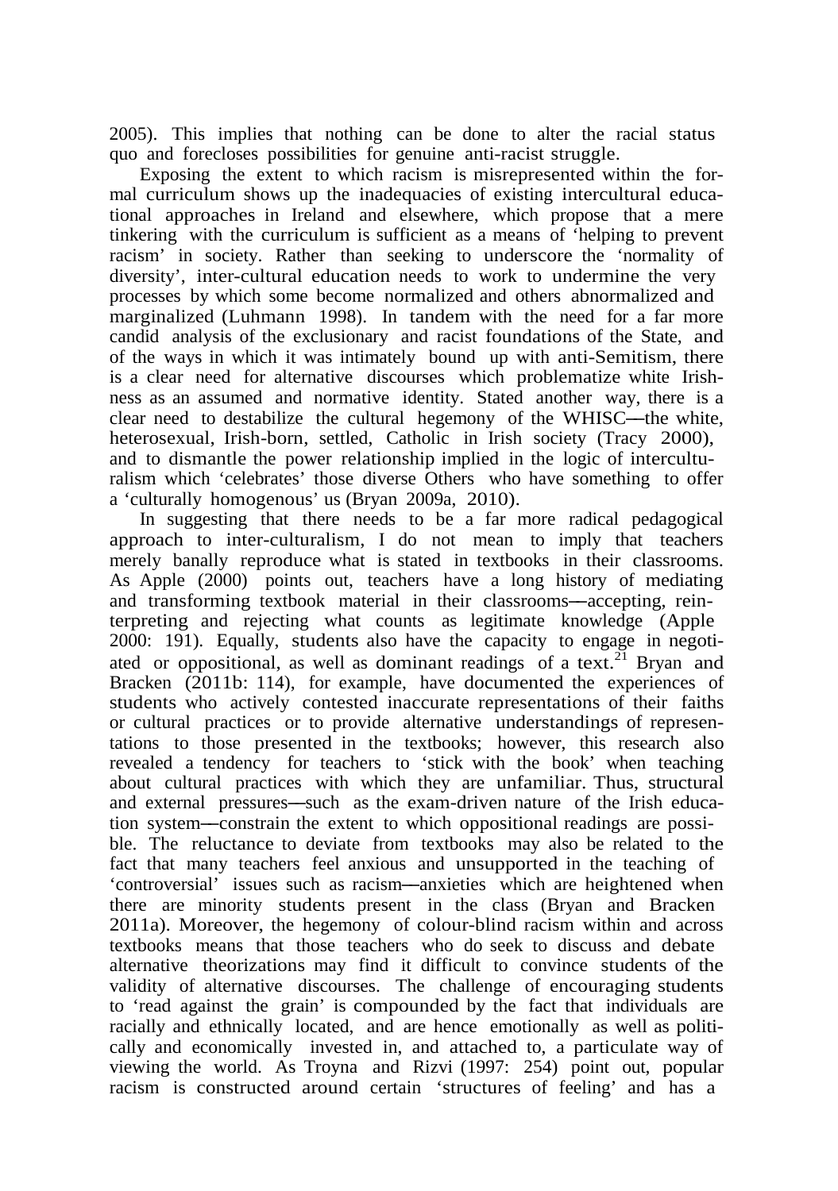2005). This implies that nothing can be done to alter the racial status quo and forecloses possibilities for genuine anti-racist struggle.

Exposing the extent to which racism is misrepresented within the formal curriculum shows up the inadequacies of existing intercultural educational approaches in Ireland and elsewhere, which propose that a mere tinkering with the curriculum is sufficient as a means of 'helping to prevent racism' in society. Rather than seeking to underscore the 'normality of diversity', inter-cultural education needs to work to undermine the very processes by which some become normalized and others abnormalized and marginalized (Luhmann 1998). In tandem with the need for a far more candid analysis of the exclusionary and racist foundations of the State, and of the ways in which it was intimately bound up with anti-Semitism, there is a clear need for alternative discourses which problematize white Irishness as an assumed and normative identity. Stated another way, there is a clear need to destabilize the cultural hegemony of the WHISC—the white, heterosexual, Irish-born, settled, Catholic in Irish society (Tracy 2000), and to dismantle the power relationship implied in the logic of interculturalism which 'celebrates' those diverse Others who have something to offer a 'culturally homogenous' us (Bryan 2009a, 2010).

In suggesting that there needs to be a far more radical pedagogical approach to inter-culturalism, I do not mean to imply that teachers merely banally reproduce what is stated in textbooks in their classrooms. As Apple (2000) points out, teachers have a long history of mediating and transforming textbook material in their classrooms—accepting, reinterpreting and rejecting what counts as legitimate knowledge (Apple 2000: 191). Equally, students also have the capacity to engage in negotiated or oppositional, as well as dominant readings of a text.[21] Bryan and Bracken (2011b: 114), for example, have documented the experiences of students who actively contested inaccurate representations of their faiths or cultural practices or to provide alternative understandings of representations to those presented in the textbooks; however, this research also revealed a tendency for teachers to 'stick with the book' when teaching about cultural practices with which they are unfamiliar. Thus, structural and external pressures—such as the exam-driven nature of the Irish education system—constrain the extent to which oppositional readings are possible. The reluctance to deviate from textbooks may also be related to the fact that many teachers feel anxious and unsupported in the teaching of 'controversial' issues such as racism—anxieties which are heightened when there are minority students present in the class (Bryan and Bracken 2011a). Moreover, the hegemony of colour-blind racism within and across textbooks means that those teachers who do seek to discuss and debate alternative theorizations may find it difficult to convince students of the validity of alternative discourses. The challenge of encouraging students to 'read against the grain' is compounded by the fact that individuals are racially and ethnically located, and are hence emotionally as well as politically and economically invested in, and attached to, a particulate way of viewing the world. As Troyna and Rizvi (1997: 254) point out, popular racism is constructed around certain 'structures of feeling' and has a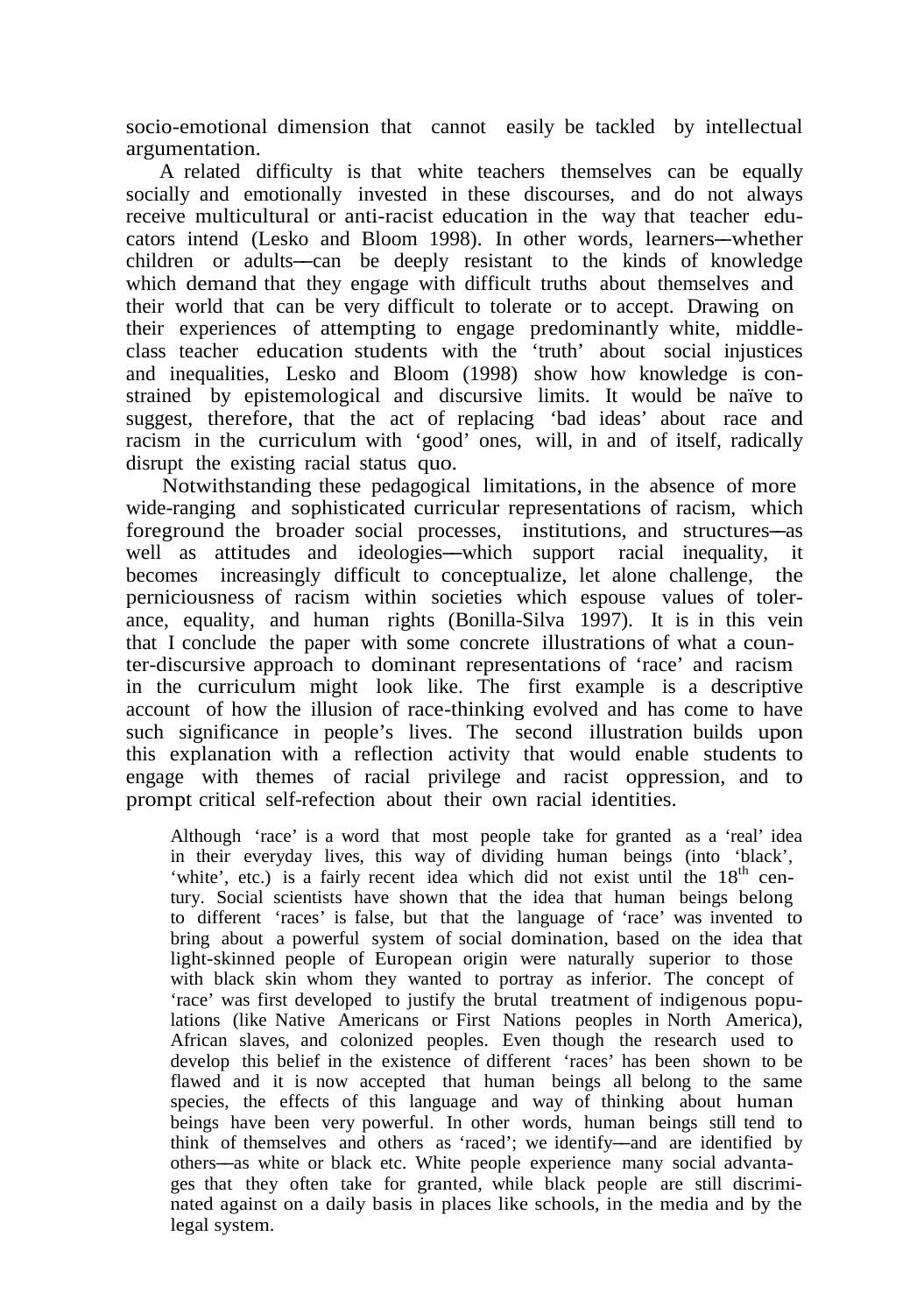socio-emotional dimension that cannot easily be tackled by intellectual argumentation.

A related difficulty is that white teachers themselves can be equally socially and emotionally invested in these discourses, and do not always receive multicultural or anti-racist education in the way that teacher educators intend (Lesko and Bloom 1998). In other words, learners—whether children or adults—can be deeply resistant to the kinds of knowledge which demand that they engage with difficult truths about themselves and their world that can be very difficult to tolerate or to accept. Drawing on their experiences of attempting to engage predominantly white, middle-class teacher education students with the 'truth' about social injustices and inequalities, Lesko and Bloom (1998) show how knowledge is constrained by epistemological and discursive limits. It would be naïve to suggest, therefore, that the act of replacing 'bad ideas' about race and racism in the curriculum with 'good' ones, will, in and of itself, radically disrupt the existing racial status quo.

Notwithstanding these pedagogical limitations, in the absence of more wide-ranging and sophisticated curricular representations of racism, which foreground the broader social processes, institutions, and structures—as well as attitudes and ideologies—which support racial inequality, it becomes increasingly difficult to conceptualize, let alone challenge, the perniciousness of racism within societies which espouse values of tolerance, equality, and human rights (Bonilla-Silva 1997). It is in this vein that I conclude the paper with some concrete illustrations of what a counter-discursive approach to dominant representations of 'race' and racism in the curriculum might look like. The first example is a descriptive account of how the illusion of race-thinking evolved and has come to have such significance in people's lives. The second illustration builds upon this explanation with a reflection activity that would enable students to engage with themes of racial privilege and racist oppression, and to prompt critical self-refection about their own racial identities.

> Although 'race' is a word that most people take for granted as a 'real' idea in their everyday lives, this way of dividing human beings (into 'black', 'white', etc.) is a fairly recent idea which did not exist until the 18th century. Social scientists have shown that the idea that human beings belong to different 'races' is false, but that the language of 'race' was invented to bring about a powerful system of social domination, based on the idea that light-skinned people of European origin were naturally superior to those with black skin whom they wanted to portray as inferior. The concept of 'race' was first developed to justify the brutal treatment of indigenous populations (like Native Americans or First Nations peoples in North America), African slaves, and colonized peoples. Even though the research used to develop this belief in the existence of different 'races' has been shown to be flawed and it is now accepted that human beings all belong to the same species, the effects of this language and way of thinking about human beings have been very powerful. In other words, human beings still tend to think of themselves and others as 'raced'; we identify—and are identified by others—as white or black etc. White people experience many social advantages that they often take for granted, while black people are still discriminated against on a daily basis in places like schools, in the media and by the legal system.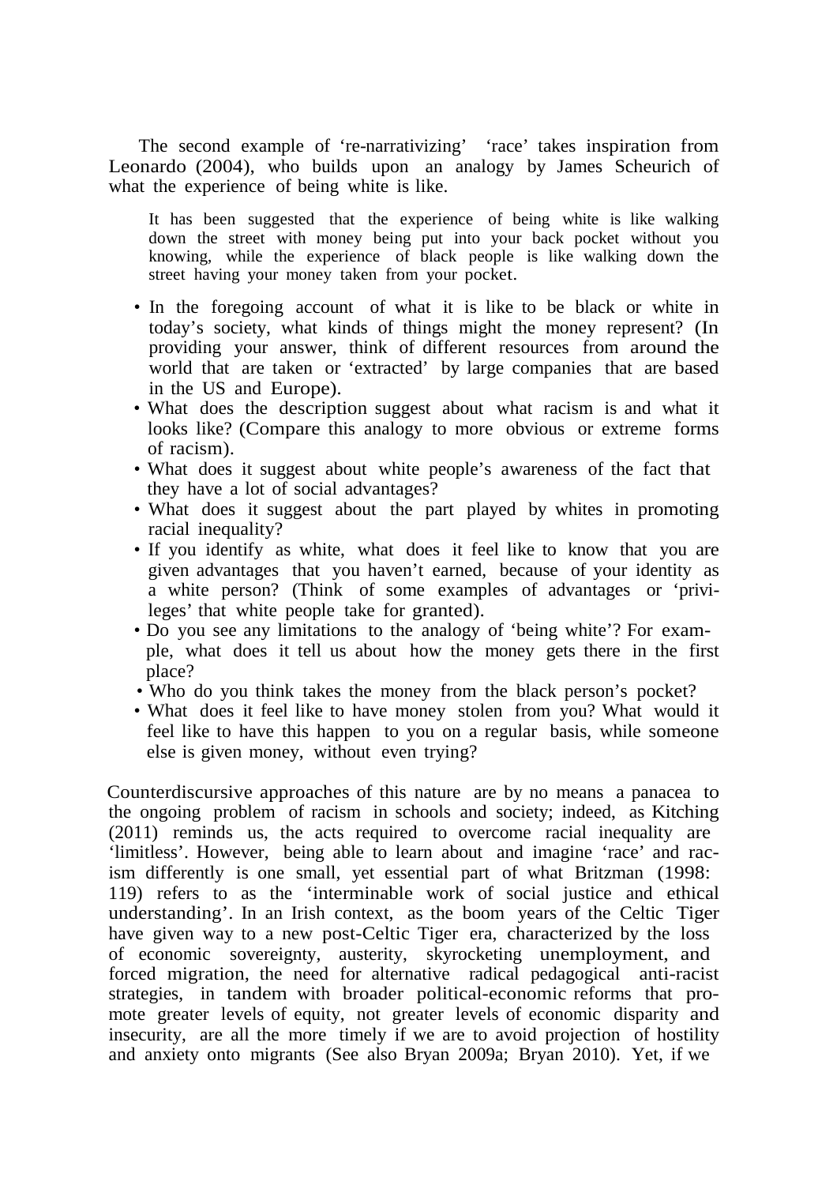The second example of 're-narrativizing' 'race' takes inspiration from Leonardo (2004), who builds upon an analogy by James Scheurich of what the experience of being white is like.

> It has been suggested that the experience of being white is like walking down the street with money being put into your back pocket without you knowing, while the experience of black people is like walking down the street having your money taken from your pocket.

- In the foregoing account of what it is like to be black or white in today's society, what kinds of things might the money represent? (In providing your answer, think of different resources from around the world that are taken or 'extracted' by large companies that are based in the US and Europe).
- What does the description suggest about what racism is and what it looks like? (Compare this analogy to more obvious or extreme forms of racism).
- What does it suggest about white people's awareness of the fact that they have a lot of social advantages?
- What does it suggest about the part played by whites in promoting racial inequality?
- If you identify as white, what does it feel like to know that you are given advantages that you haven't earned, because of your identity as a white person? (Think of some examples of advantages or 'privileges' that white people take for granted).
- Do you see any limitations to the analogy of 'being white'? For example, what does it tell us about how the money gets there in the first place?
- Who do you think takes the money from the black person's pocket?
- What does it feel like to have money stolen from you? What would it feel like to have this happen to you on a regular basis, while someone else is given money, without even trying?

Counterdiscursive approaches of this nature are by no means a panacea to the ongoing problem of racism in schools and society; indeed, as Kitching (2011) reminds us, the acts required to overcome racial inequality are 'limitless'. However, being able to learn about and imagine 'race' and racism differently is one small, yet essential part of what Britzman (1998: 119) refers to as the 'interminable work of social justice and ethical understanding'. In an Irish context, as the boom years of the Celtic Tiger have given way to a new post-Celtic Tiger era, characterized by the loss of economic sovereignty, austerity, skyrocketing unemployment, and forced migration, the need for alternative radical pedagogical anti-racist strategies, in tandem with broader political-economic reforms that promote greater levels of equity, not greater levels of economic disparity and insecurity, are all the more timely if we are to avoid projection of hostility and anxiety onto migrants (See also Bryan 2009a; Bryan 2010). Yet, if we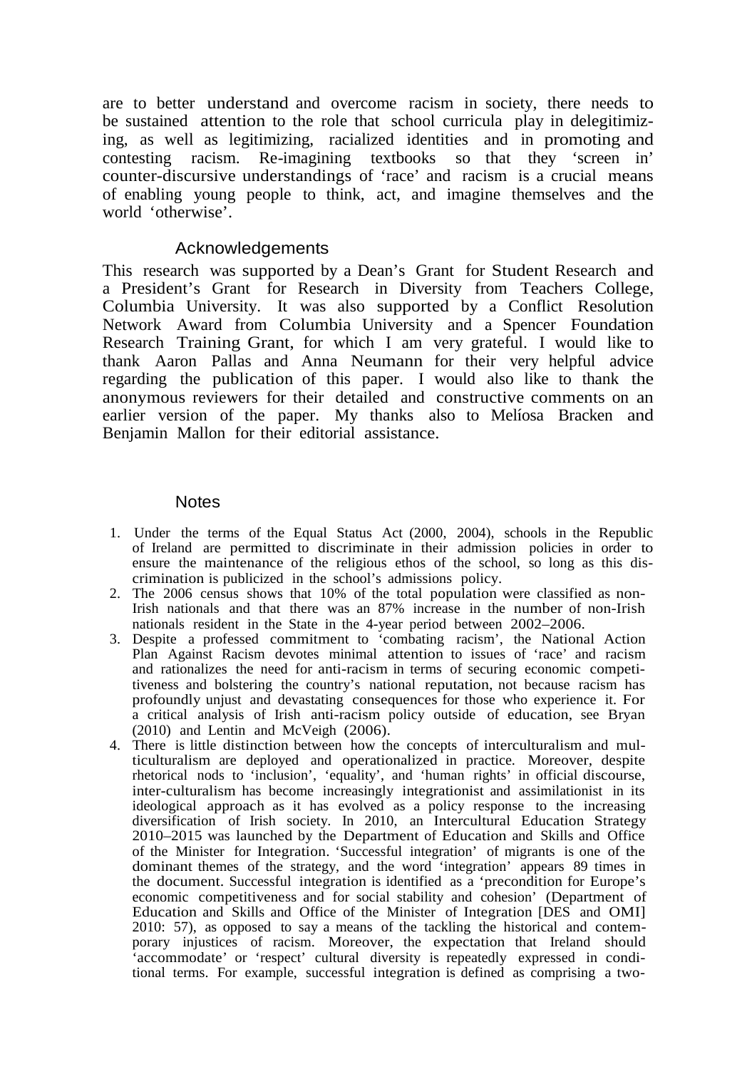are to better understand and overcome racism in society, there needs to be sustained attention to the role that school curricula play in delegitimizing, as well as legitimizing, racialized identities and in promoting and contesting racism. Re-imagining textbooks so that they 'screen in' counter-discursive understandings of 'race' and racism is a crucial means of enabling young people to think, act, and imagine themselves and the world 'otherwise'.

## Acknowledgements

This research was supported by a Dean's Grant for Student Research and a President's Grant for Research in Diversity from Teachers College, Columbia University. It was also supported by a Conflict Resolution Network Award from Columbia University and a Spencer Foundation Research Training Grant, for which I am very grateful. I would like to thank Aaron Pallas and Anna Neumann for their very helpful advice regarding the publication of this paper. I would also like to thank the anonymous reviewers for their detailed and constructive comments on an earlier version of the paper. My thanks also to Melíosa Bracken and Benjamin Mallon for their editorial assistance.

## Notes

1. Under the terms of the Equal Status Act (2000, 2004), schools in the Republic of Ireland are permitted to discriminate in their admission policies in order to ensure the maintenance of the religious ethos of the school, so long as this discrimination is publicized in the school's admissions policy.
2. The 2006 census shows that 10% of the total population were classified as non-Irish nationals and that there was an 87% increase in the number of non-Irish nationals resident in the State in the 4-year period between 2002–2006.
3. Despite a professed commitment to 'combating racism', the National Action Plan Against Racism devotes minimal attention to issues of 'race' and racism and rationalizes the need for anti-racism in terms of securing economic competitiveness and bolstering the country's national reputation, not because racism has profoundly unjust and devastating consequences for those who experience it. For a critical analysis of Irish anti-racism policy outside of education, see Bryan (2010) and Lentin and McVeigh (2006).
4. There is little distinction between how the concepts of interculturalism and multiculturalism are deployed and operationalized in practice. Moreover, despite rhetorical nods to 'inclusion', 'equality', and 'human rights' in official discourse, inter-culturalism has become increasingly integrationist and assimilationist in its ideological approach as it has evolved as a policy response to the increasing diversification of Irish society. In 2010, an Intercultural Education Strategy 2010–2015 was launched by the Department of Education and Skills and Office of the Minister for Integration. 'Successful integration' of migrants is one of the dominant themes of the strategy, and the word 'integration' appears 89 times in the document. Successful integration is identified as a 'precondition for Europe's economic competitiveness and for social stability and cohesion' (Department of Education and Skills and Office of the Minister of Integration [DES and OMI] 2010: 57), as opposed to say a means of the tackling the historical and contemporary injustices of racism. Moreover, the expectation that Ireland should 'accommodate' or 'respect' cultural diversity is repeatedly expressed in conditional terms. For example, successful integration is defined as comprising a two-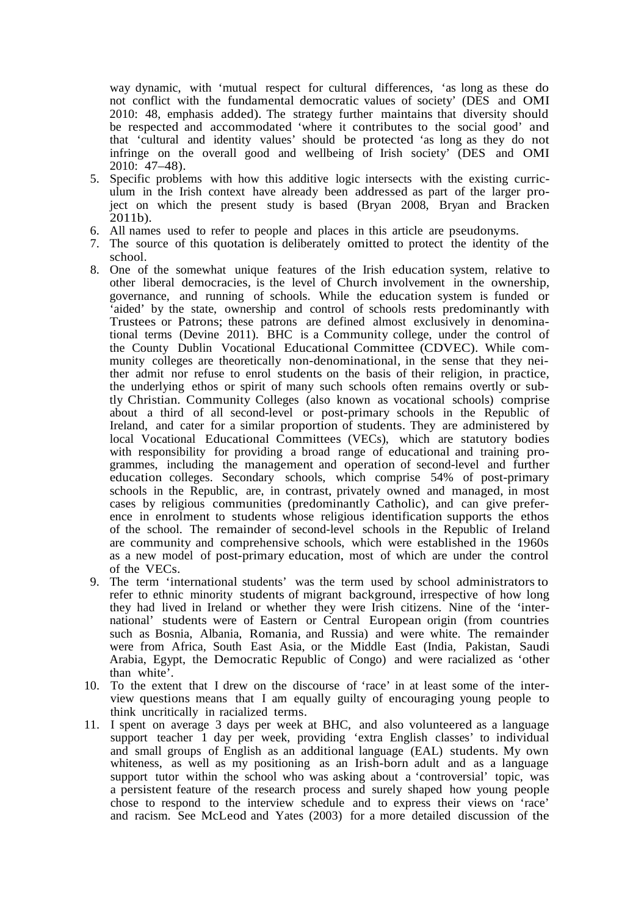way dynamic, with 'mutual respect for cultural differences, 'as long as these do not conflict with the fundamental democratic values of society' (DES and OMI 2010: 48, emphasis added). The strategy further maintains that diversity should be respected and accommodated 'where it contributes to the social good' and that 'cultural and identity values' should be protected 'as long as they do not infringe on the overall good and wellbeing of Irish society' (DES and OMI 2010: 47–48).

5. Specific problems with how this additive logic intersects with the existing curriculum in the Irish context have already been addressed as part of the larger project on which the present study is based (Bryan 2008, Bryan and Bracken 2011b).
6. All names used to refer to people and places in this article are pseudonyms.
7. The source of this quotation is deliberately omitted to protect the identity of the school.
8. One of the somewhat unique features of the Irish education system, relative to other liberal democracies, is the level of Church involvement in the ownership, governance, and running of schools. While the education system is funded or 'aided' by the state, ownership and control of schools rests predominantly with Trustees or Patrons; these patrons are defined almost exclusively in denominational terms (Devine 2011). BHC is a Community college, under the control of the County Dublin Vocational Educational Committee (CDVEC). While community colleges are theoretically non-denominational, in the sense that they neither admit nor refuse to enrol students on the basis of their religion, in practice, the underlying ethos or spirit of many such schools often remains overtly or subtly Christian. Community Colleges (also known as vocational schools) comprise about a third of all second-level or post-primary schools in the Republic of Ireland, and cater for a similar proportion of students. They are administered by local Vocational Educational Committees (VECs), which are statutory bodies with responsibility for providing a broad range of educational and training programmes, including the management and operation of second-level and further education colleges. Secondary schools, which comprise 54% of post-primary schools in the Republic, are, in contrast, privately owned and managed, in most cases by religious communities (predominantly Catholic), and can give preference in enrolment to students whose religious identification supports the ethos of the school. The remainder of second-level schools in the Republic of Ireland are community and comprehensive schools, which were established in the 1960s as a new model of post-primary education, most of which are under the control of the VECs.
9. The term 'international students' was the term used by school administrators to refer to ethnic minority students of migrant background, irrespective of how long they had lived in Ireland or whether they were Irish citizens. Nine of the 'international' students were of Eastern or Central European origin (from countries such as Bosnia, Albania, Romania, and Russia) and were white. The remainder were from Africa, South East Asia, or the Middle East (India, Pakistan, Saudi Arabia, Egypt, the Democratic Republic of Congo) and were racialized as 'other than white'.
10. To the extent that I drew on the discourse of 'race' in at least some of the interview questions means that I am equally guilty of encouraging young people to think uncritically in racialized terms.
11. I spent on average 3 days per week at BHC, and also volunteered as a language support teacher 1 day per week, providing 'extra English classes' to individual and small groups of English as an additional language (EAL) students. My own whiteness, as well as my positioning as an Irish-born adult and as a language support tutor within the school who was asking about a 'controversial' topic, was a persistent feature of the research process and surely shaped how young people chose to respond to the interview schedule and to express their views on 'race' and racism. See McLeod and Yates (2003) for a more detailed discussion of the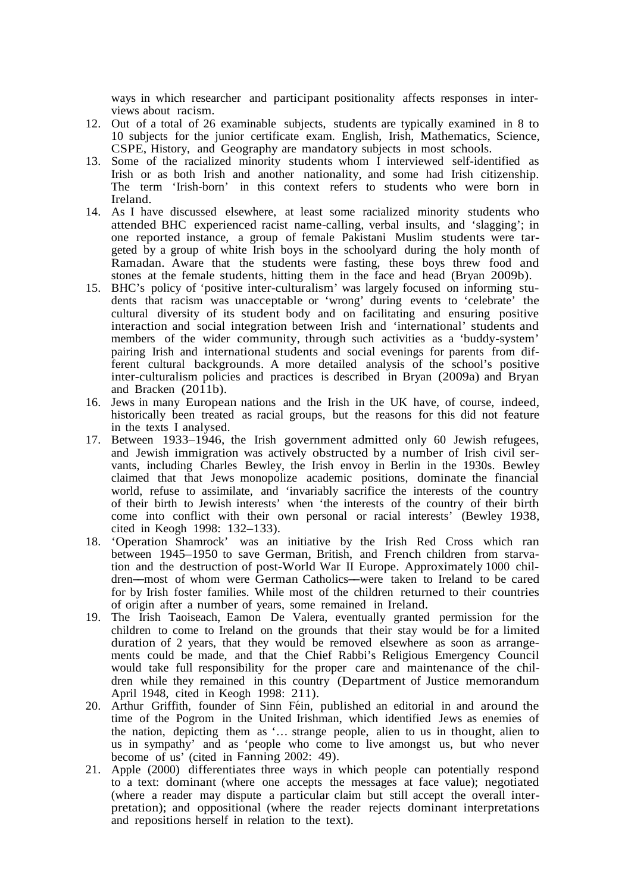ways in which researcher and participant positionality affects responses in interviews about racism.

12. Out of a total of 26 examinable subjects, students are typically examined in 8 to 10 subjects for the junior certificate exam. English, Irish, Mathematics, Science, CSPE, History, and Geography are mandatory subjects in most schools.
13. Some of the racialized minority students whom I interviewed self-identified as Irish or as both Irish and another nationality, and some had Irish citizenship. The term 'Irish-born' in this context refers to students who were born in Ireland.
14. As I have discussed elsewhere, at least some racialized minority students who attended BHC experienced racist name-calling, verbal insults, and 'slagging'; in one reported instance, a group of female Pakistani Muslim students were targeted by a group of white Irish boys in the schoolyard during the holy month of Ramadan. Aware that the students were fasting, these boys threw food and stones at the female students, hitting them in the face and head (Bryan 2009b).
15. BHC's policy of 'positive inter-culturalism' was largely focused on informing students that racism was unacceptable or 'wrong' during events to 'celebrate' the cultural diversity of its student body and on facilitating and ensuring positive interaction and social integration between Irish and 'international' students and members of the wider community, through such activities as a 'buddy-system' pairing Irish and international students and social evenings for parents from different cultural backgrounds. A more detailed analysis of the school's positive inter-culturalism policies and practices is described in Bryan (2009a) and Bryan and Bracken (2011b).
16. Jews in many European nations and the Irish in the UK have, of course, indeed, historically been treated as racial groups, but the reasons for this did not feature in the texts I analysed.
17. Between 1933–1946, the Irish government admitted only 60 Jewish refugees, and Jewish immigration was actively obstructed by a number of Irish civil servants, including Charles Bewley, the Irish envoy in Berlin in the 1930s. Bewley claimed that that Jews monopolize academic positions, dominate the financial world, refuse to assimilate, and 'invariably sacrifice the interests of the country of their birth to Jewish interests' when 'the interests of the country of their birth come into conflict with their own personal or racial interests' (Bewley 1938, cited in Keogh 1998: 132–133).
18. 'Operation Shamrock' was an initiative by the Irish Red Cross which ran between 1945–1950 to save German, British, and French children from starvation and the destruction of post-World War II Europe. Approximately 1000 children—most of whom were German Catholics—were taken to Ireland to be cared for by Irish foster families. While most of the children returned to their countries of origin after a number of years, some remained in Ireland.
19. The Irish Taoiseach, Eamon De Valera, eventually granted permission for the children to come to Ireland on the grounds that their stay would be for a limited duration of 2 years, that they would be removed elsewhere as soon as arrangements could be made, and that the Chief Rabbi's Religious Emergency Council would take full responsibility for the proper care and maintenance of the children while they remained in this country (Department of Justice memorandum April 1948, cited in Keogh 1998: 211).
20. Arthur Griffith, founder of Sinn Féin, published an editorial in and around the time of the Pogrom in the United Irishman, which identified Jews as enemies of the nation, depicting them as '… strange people, alien to us in thought, alien to us in sympathy' and as 'people who come to live amongst us, but who never become of us' (cited in Fanning 2002: 49).
21. Apple (2000) differentiates three ways in which people can potentially respond to a text: dominant (where one accepts the messages at face value); negotiated (where a reader may dispute a particular claim but still accept the overall interpretation); and oppositional (where the reader rejects dominant interpretations and repositions herself in relation to the text).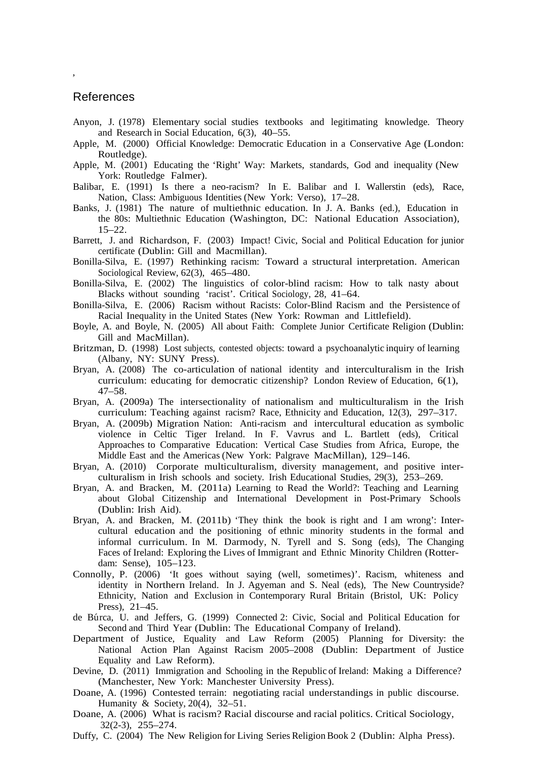## References

Anyon, J. (1978) Elementary social studies textbooks and legitimating knowledge. Theory and Research in Social Education, 6(3), 40–55.

Apple, M. (2000) Official Knowledge: Democratic Education in a Conservative Age (London: Routledge).

Apple, M. (2001) Educating the 'Right' Way: Markets, standards, God and inequality (New York: Routledge Falmer).

Balibar, E. (1991) Is there a neo-racism? In E. Balibar and I. Wallerstin (eds), Race, Nation, Class: Ambiguous Identities (New York: Verso), 17–28.

Banks, J. (1981) The nature of multiethnic education. In J. A. Banks (ed.), Education in the 80s: Multiethnic Education (Washington, DC: National Education Association), 15–22.

Barrett, J. and Richardson, F. (2003) Impact! Civic, Social and Political Education for junior certificate (Dublin: Gill and Macmillan).

Bonilla-Silva, E. (1997) Rethinking racism: Toward a structural interpretation. American Sociological Review, 62(3), 465–480.

Bonilla-Silva, E. (2002) The linguistics of color-blind racism: How to talk nasty about Blacks without sounding 'racist'. Critical Sociology, 28, 41–64.

Bonilla-Silva, E. (2006) Racism without Racists: Color-Blind Racism and the Persistence of Racial Inequality in the United States (New York: Rowman and Littlefield).

Boyle, A. and Boyle, N. (2005) All about Faith: Complete Junior Certificate Religion (Dublin: Gill and MacMillan).

Britzman, D. (1998) Lost subjects, contested objects: toward a psychoanalytic inquiry of learning (Albany, NY: SUNY Press).

Bryan, A. (2008) The co-articulation of national identity and interculturalism in the Irish curriculum: educating for democratic citizenship? London Review of Education, 6(1), 47–58.

Bryan, A. (2009a) The intersectionality of nationalism and multiculturalism in the Irish curriculum: Teaching against racism? Race, Ethnicity and Education, 12(3), 297–317.

Bryan, A. (2009b) Migration Nation: Anti-racism and intercultural education as symbolic violence in Celtic Tiger Ireland. In F. Vavrus and L. Bartlett (eds), Critical Approaches to Comparative Education: Vertical Case Studies from Africa, Europe, the Middle East and the Americas (New York: Palgrave MacMillan), 129–146.

Bryan, A. (2010) Corporate multiculturalism, diversity management, and positive interculturalism in Irish schools and society. Irish Educational Studies, 29(3), 253–269.

Bryan, A. and Bracken, M. (2011a) Learning to Read the World?: Teaching and Learning about Global Citizenship and International Development in Post-Primary Schools (Dublin: Irish Aid).

Bryan, A. and Bracken, M. (2011b) 'They think the book is right and I am wrong': Intercultural education and the positioning of ethnic minority students in the formal and informal curriculum. In M. Darmody, N. Tyrell and S. Song (eds), The Changing Faces of Ireland: Exploring the Lives of Immigrant and Ethnic Minority Children (Rotterdam: Sense), 105–123.

Connolly, P. (2006) 'It goes without saying (well, sometimes)'. Racism, whiteness and identity in Northern Ireland. In J. Agyeman and S. Neal (eds), The New Countryside? Ethnicity, Nation and Exclusion in Contemporary Rural Britain (Bristol, UK: Policy Press), 21–45.

de Búrca, U. and Jeffers, G. (1999) Connected 2: Civic, Social and Political Education for Second and Third Year (Dublin: The Educational Company of Ireland).

Department of Justice, Equality and Law Reform (2005) Planning for Diversity: the National Action Plan Against Racism 2005–2008 (Dublin: Department of Justice Equality and Law Reform).

Devine, D. (2011) Immigration and Schooling in the Republic of Ireland: Making a Difference? (Manchester, New York: Manchester University Press).

Doane, A. (1996) Contested terrain: negotiating racial understandings in public discourse. Humanity & Society, 20(4), 32–51.

Doane, A. (2006) What is racism? Racial discourse and racial politics. Critical Sociology, 32(2-3), 255–274.

Duffy, C. (2004) The New Religion for Living Series Religion Book 2 (Dublin: Alpha Press).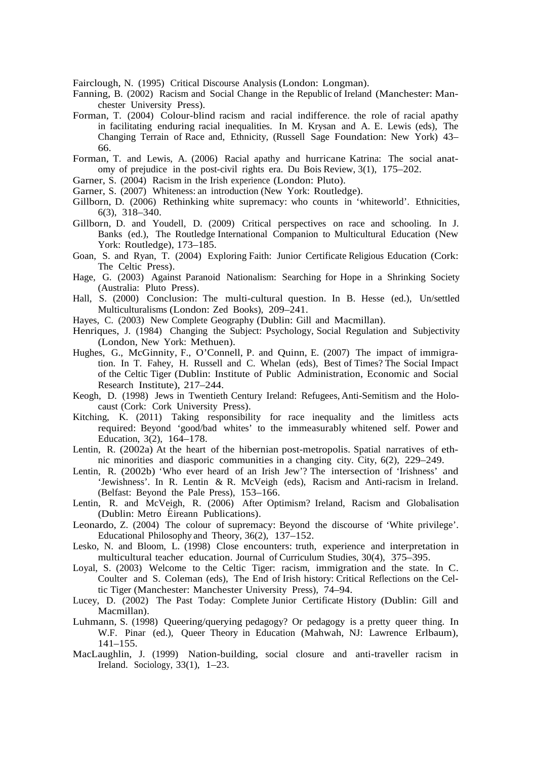Fairclough, N. (1995) Critical Discourse Analysis (London: Longman).

Fanning, B. (2002) Racism and Social Change in the Republic of Ireland (Manchester: Manchester University Press).

Forman, T. (2004) Colour-blind racism and racial indifference. the role of racial apathy in facilitating enduring racial inequalities. In M. Krysan and A. E. Lewis (eds), The Changing Terrain of Race and, Ethnicity, (Russell Sage Foundation: New York) 43–66.

Forman, T. and Lewis, A. (2006) Racial apathy and hurricane Katrina: The social anatomy of prejudice in the post-civil rights era. Du Bois Review, 3(1), 175–202.

Garner, S. (2004) Racism in the Irish experience (London: Pluto).

Garner, S. (2007) Whiteness: an introduction (New York: Routledge).

Gillborn, D. (2006) Rethinking white supremacy: who counts in 'whiteworld'. Ethnicities, 6(3), 318–340.

Gillborn, D. and Youdell, D. (2009) Critical perspectives on race and schooling. In J. Banks (ed.), The Routledge International Companion to Multicultural Education (New York: Routledge), 173–185.

Goan, S. and Ryan, T. (2004) Exploring Faith: Junior Certificate Religious Education (Cork: The Celtic Press).

Hage, G. (2003) Against Paranoid Nationalism: Searching for Hope in a Shrinking Society (Australia: Pluto Press).

Hall, S. (2000) Conclusion: The multi-cultural question. In B. Hesse (ed.), Un/settled Multiculturalisms (London: Zed Books), 209–241.

Hayes, C. (2003) New Complete Geography (Dublin: Gill and Macmillan).

Henriques, J. (1984) Changing the Subject: Psychology, Social Regulation and Subjectivity (London, New York: Methuen).

Hughes, G., McGinnity, F., O'Connell, P. and Quinn, E. (2007) The impact of immigration. In T. Fahey, H. Russell and C. Whelan (eds), Best of Times? The Social Impact of the Celtic Tiger (Dublin: Institute of Public Administration, Economic and Social Research Institute), 217–244.

Keogh, D. (1998) Jews in Twentieth Century Ireland: Refugees, Anti-Semitism and the Holocaust (Cork: Cork University Press).

Kitching, K. (2011) Taking responsibility for race inequality and the limitless acts required: Beyond 'good/bad whites' to the immeasurably whitened self. Power and Education, 3(2), 164–178.

Lentin, R. (2002a) At the heart of the hibernian post-metropolis. Spatial narratives of ethnic minorities and diasporic communities in a changing city. City, 6(2), 229–249.

Lentin, R. (2002b) 'Who ever heard of an Irish Jew'? The intersection of 'Irishness' and 'Jewishness'. In R. Lentin & R. McVeigh (eds), Racism and Anti-racism in Ireland. (Belfast: Beyond the Pale Press), 153–166.

Lentin, R. and McVeigh, R. (2006) After Optimism? Ireland, Racism and Globalisation (Dublin: Metro Éireann Publications).

Leonardo, Z. (2004) The colour of supremacy: Beyond the discourse of 'White privilege'. Educational Philosophy and Theory, 36(2), 137–152.

Lesko, N. and Bloom, L. (1998) Close encounters: truth, experience and interpretation in multicultural teacher education. Journal of Curriculum Studies, 30(4), 375–395.

Loyal, S. (2003) Welcome to the Celtic Tiger: racism, immigration and the state. In C. Coulter and S. Coleman (eds), The End of Irish history: Critical Reflections on the Celtic Tiger (Manchester: Manchester University Press), 74–94.

Lucey, D. (2002) The Past Today: Complete Junior Certificate History (Dublin: Gill and Macmillan).

Luhmann, S. (1998) Queering/querying pedagogy? Or pedagogy is a pretty queer thing. In W.F. Pinar (ed.), Queer Theory in Education (Mahwah, NJ: Lawrence Erlbaum), 141–155.

MacLaughlin, J. (1999) Nation-building, social closure and anti-traveller racism in Ireland. Sociology, 33(1), 1–23.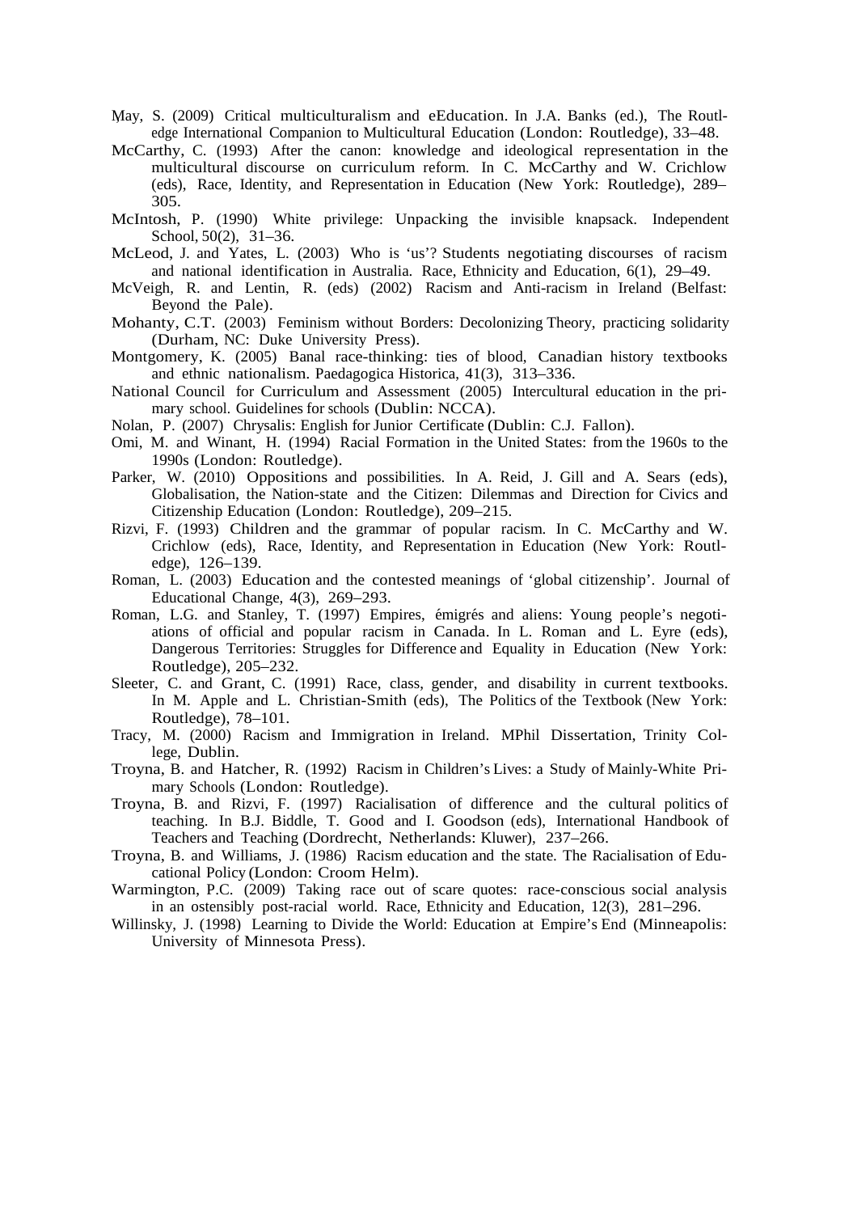May, S. (2009) Critical multiculturalism and eEducation. In J.A. Banks (ed.), The Routledge International Companion to Multicultural Education (London: Routledge), 33–48.

McCarthy, C. (1993) After the canon: knowledge and ideological representation in the multicultural discourse on curriculum reform. In C. McCarthy and W. Crichlow (eds), Race, Identity, and Representation in Education (New York: Routledge), 289–305.

McIntosh, P. (1990) White privilege: Unpacking the invisible knapsack. Independent School, 50(2), 31–36.

McLeod, J. and Yates, L. (2003) Who is 'us'? Students negotiating discourses of racism and national identification in Australia. Race, Ethnicity and Education, 6(1), 29–49.

McVeigh, R. and Lentin, R. (eds) (2002) Racism and Anti-racism in Ireland (Belfast: Beyond the Pale).

Mohanty, C.T. (2003) Feminism without Borders: Decolonizing Theory, practicing solidarity (Durham, NC: Duke University Press).

Montgomery, K. (2005) Banal race-thinking: ties of blood, Canadian history textbooks and ethnic nationalism. Paedagogica Historica, 41(3), 313–336.

National Council for Curriculum and Assessment (2005) Intercultural education in the primary school. Guidelines for schools (Dublin: NCCA).

Nolan, P. (2007) Chrysalis: English for Junior Certificate (Dublin: C.J. Fallon).

Omi, M. and Winant, H. (1994) Racial Formation in the United States: from the 1960s to the 1990s (London: Routledge).

Parker, W. (2010) Oppositions and possibilities. In A. Reid, J. Gill and A. Sears (eds), Globalisation, the Nation-state and the Citizen: Dilemmas and Direction for Civics and Citizenship Education (London: Routledge), 209–215.

Rizvi, F. (1993) Children and the grammar of popular racism. In C. McCarthy and W. Crichlow (eds), Race, Identity, and Representation in Education (New York: Routledge), 126–139.

Roman, L. (2003) Education and the contested meanings of 'global citizenship'. Journal of Educational Change, 4(3), 269–293.

Roman, L.G. and Stanley, T. (1997) Empires, émigrés and aliens: Young people's negotiations of official and popular racism in Canada. In L. Roman and L. Eyre (eds), Dangerous Territories: Struggles for Difference and Equality in Education (New York: Routledge), 205–232.

Sleeter, C. and Grant, C. (1991) Race, class, gender, and disability in current textbooks. In M. Apple and L. Christian-Smith (eds), The Politics of the Textbook (New York: Routledge), 78–101.

Tracy, M. (2000) Racism and Immigration in Ireland. MPhil Dissertation, Trinity College, Dublin.

Troyna, B. and Hatcher, R. (1992) Racism in Children's Lives: a Study of Mainly-White Primary Schools (London: Routledge).

Troyna, B. and Rizvi, F. (1997) Racialisation of difference and the cultural politics of teaching. In B.J. Biddle, T. Good and I. Goodson (eds), International Handbook of Teachers and Teaching (Dordrecht, Netherlands: Kluwer), 237–266.

Troyna, B. and Williams, J. (1986) Racism education and the state. The Racialisation of Educational Policy (London: Croom Helm).

Warmington, P.C. (2009) Taking race out of scare quotes: race-conscious social analysis in an ostensibly post-racial world. Race, Ethnicity and Education, 12(3), 281–296.

Willinsky, J. (1998) Learning to Divide the World: Education at Empire's End (Minneapolis: University of Minnesota Press).